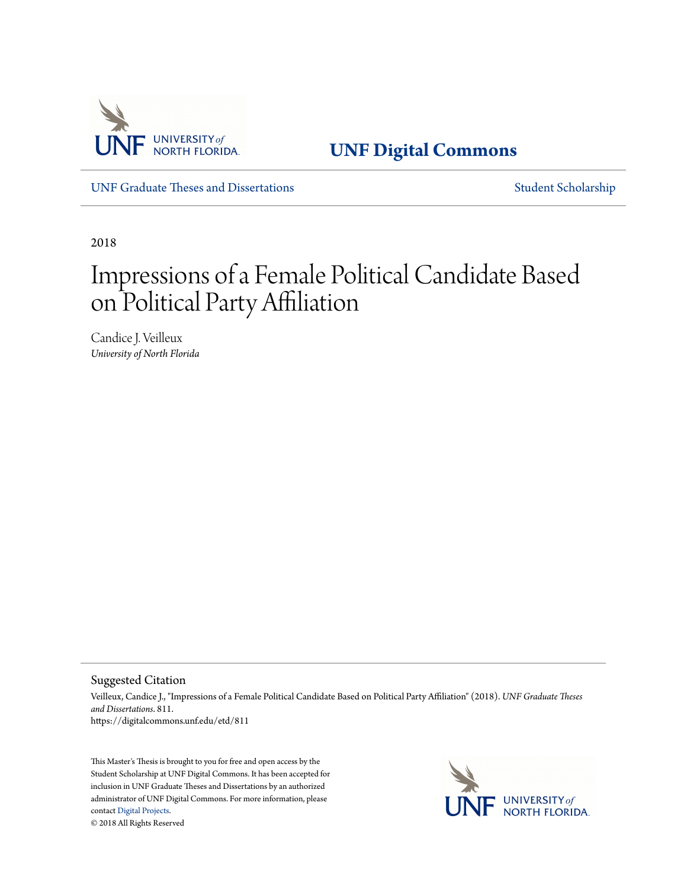UNF Digital Commons

UNF Graduate Theses and Dissertations | Student Scholarship

2018

# Impressions of a Female Political Candidate Based on Political Party Affiliation

Candice J. Veilleux
*University of North Florida*

## Suggested Citation

Veilleux, Candice J., "Impressions of a Female Political Candidate Based on Political Party Affiliation" (2018). *UNF Graduate Theses and Dissertations*. 811.
https://digitalcommons.unf.edu/etd/811

This Master's Thesis is brought to you for free and open access by the Student Scholarship at UNF Digital Commons. It has been accepted for inclusion in UNF Graduate Theses and Dissertations by an authorized administrator of UNF Digital Commons. For more information, please contact Digital Projects.
© 2018 All Rights Reserved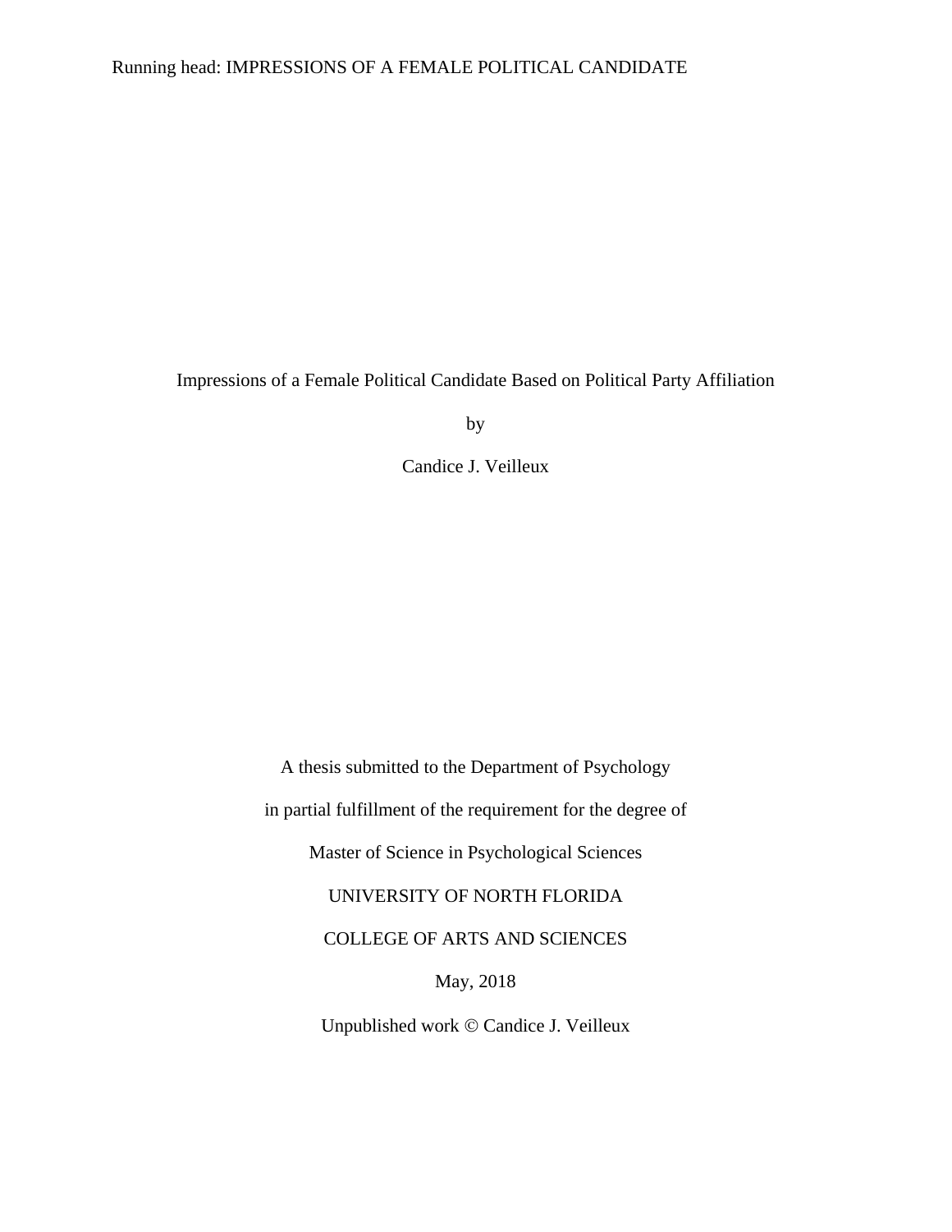Impressions of a Female Political Candidate Based on Political Party Affiliation

by

Candice J. Veilleux

A thesis submitted to the Department of Psychology

in partial fulfillment of the requirement for the degree of

Master of Science in Psychological Sciences

UNIVERSITY OF NORTH FLORIDA

COLLEGE OF ARTS AND SCIENCES

May, 2018

Unpublished work © Candice J. Veilleux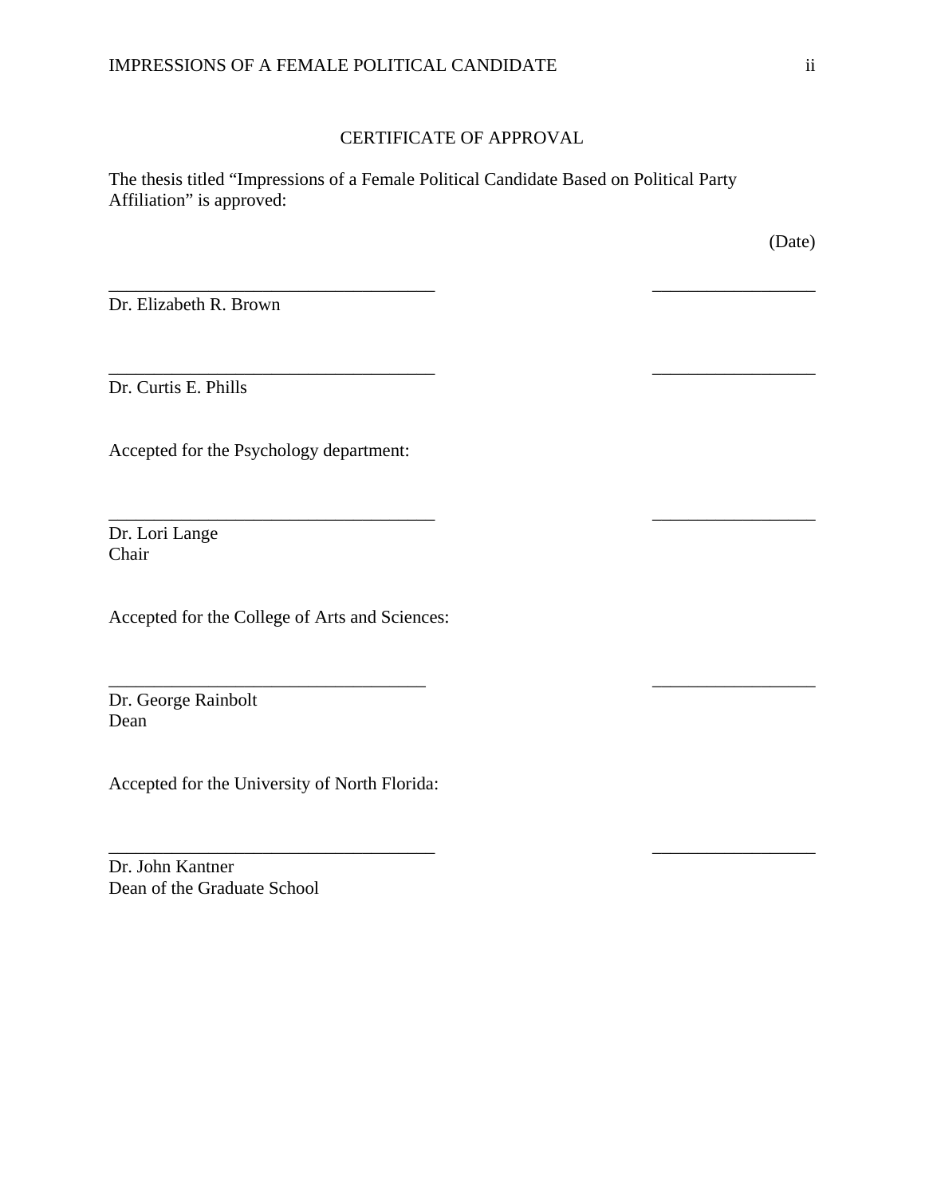# CERTIFICATE OF APPROVAL

The thesis titled "Impressions of a Female Political Candidate Based on Political Party Affiliation" is approved:

(Date)

_____________________________________ __________________

Dr. Elizabeth R. Brown

_____________________________________ __________________

Dr. Curtis E. Phills

Accepted for the Psychology department:

_____________________________________ __________________

Dr. Lori Lange
Chair

Accepted for the College of Arts and Sciences:

_____________________________________ __________________

Dr. George Rainbolt
Dean

Accepted for the University of North Florida:

_____________________________________ __________________

Dr. John Kantner
Dean of the Graduate School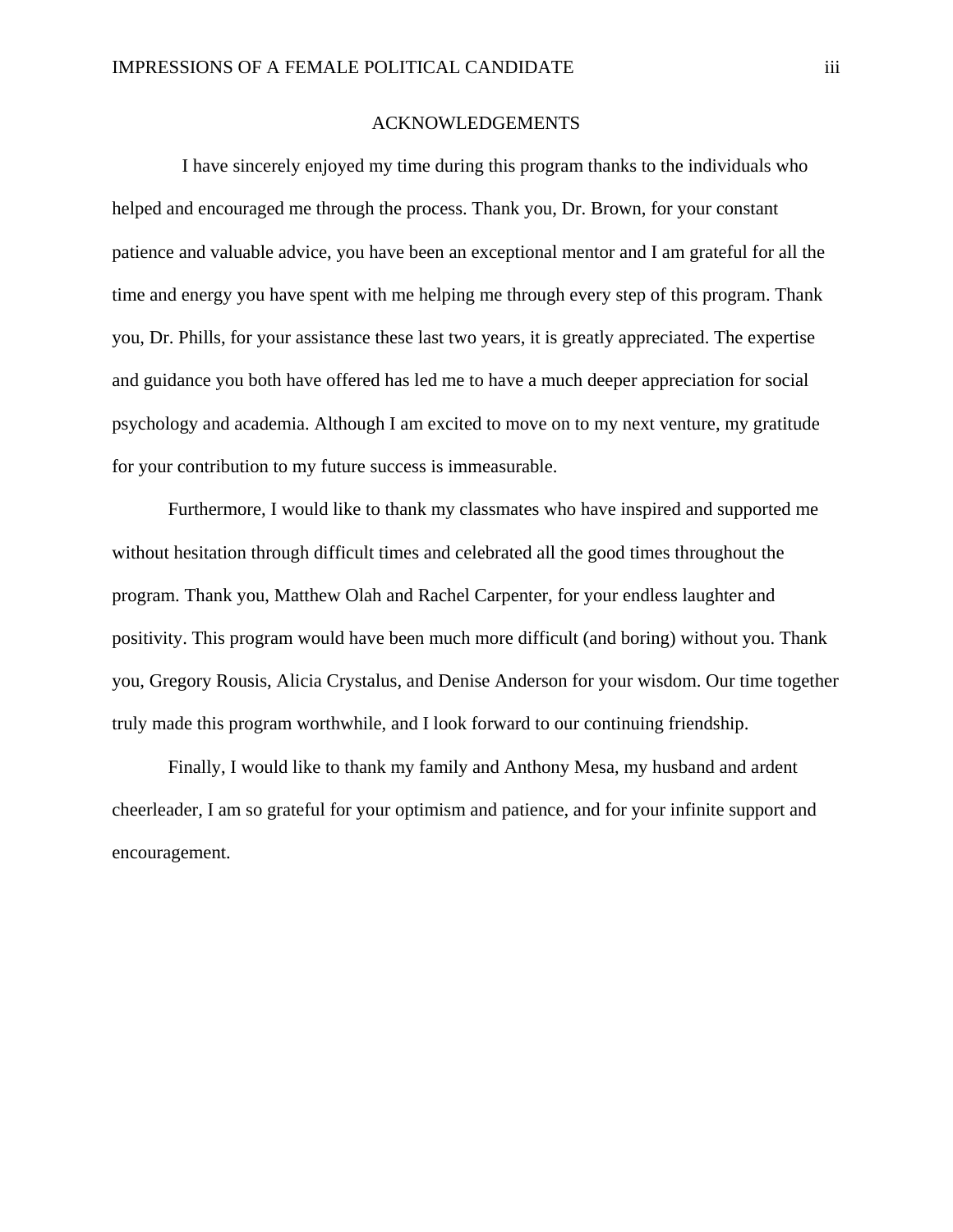# ACKNOWLEDGEMENTS

I have sincerely enjoyed my time during this program thanks to the individuals who helped and encouraged me through the process. Thank you, Dr. Brown, for your constant patience and valuable advice, you have been an exceptional mentor and I am grateful for all the time and energy you have spent with me helping me through every step of this program. Thank you, Dr. Phills, for your assistance these last two years, it is greatly appreciated. The expertise and guidance you both have offered has led me to have a much deeper appreciation for social psychology and academia. Although I am excited to move on to my next venture, my gratitude for your contribution to my future success is immeasurable.

Furthermore, I would like to thank my classmates who have inspired and supported me without hesitation through difficult times and celebrated all the good times throughout the program. Thank you, Matthew Olah and Rachel Carpenter, for your endless laughter and positivity. This program would have been much more difficult (and boring) without you. Thank you, Gregory Rousis, Alicia Crystalus, and Denise Anderson for your wisdom. Our time together truly made this program worthwhile, and I look forward to our continuing friendship.

Finally, I would like to thank my family and Anthony Mesa, my husband and ardent cheerleader, I am so grateful for your optimism and patience, and for your infinite support and encouragement.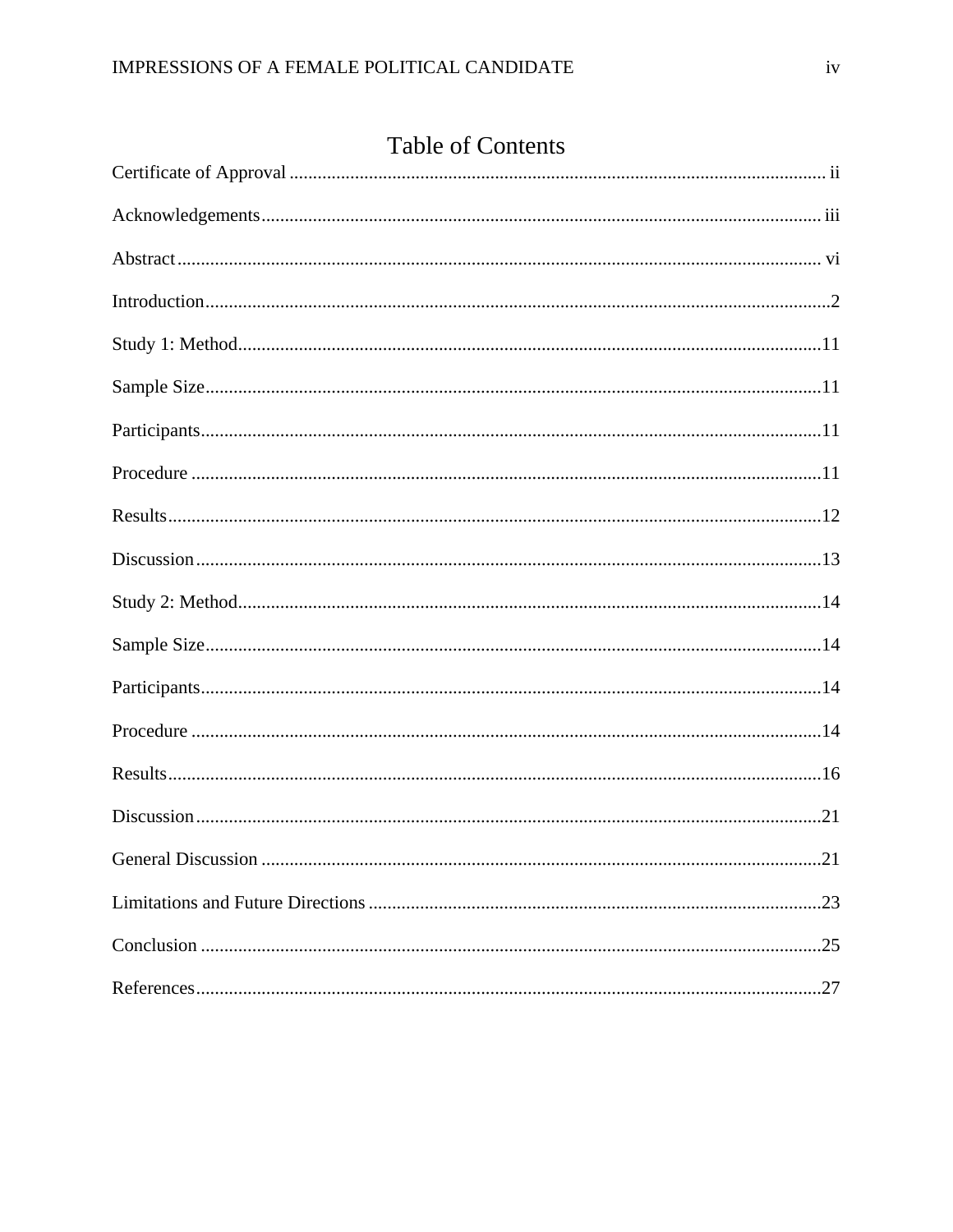# Table of Contents

Certificate of Approval ..... ii

Acknowledgements ..... iii

Abstract ..... vi

Introduction ..... 2

Study 1: Method ..... 11

Sample Size ..... 11

Participants ..... 11

Procedure ..... 11

Results ..... 12

Discussion ..... 13

Study 2: Method ..... 14

Sample Size ..... 14

Participants ..... 14

Procedure ..... 14

Results ..... 16

Discussion ..... 21

General Discussion ..... 21

Limitations and Future Directions ..... 23

Conclusion ..... 25

References ..... 27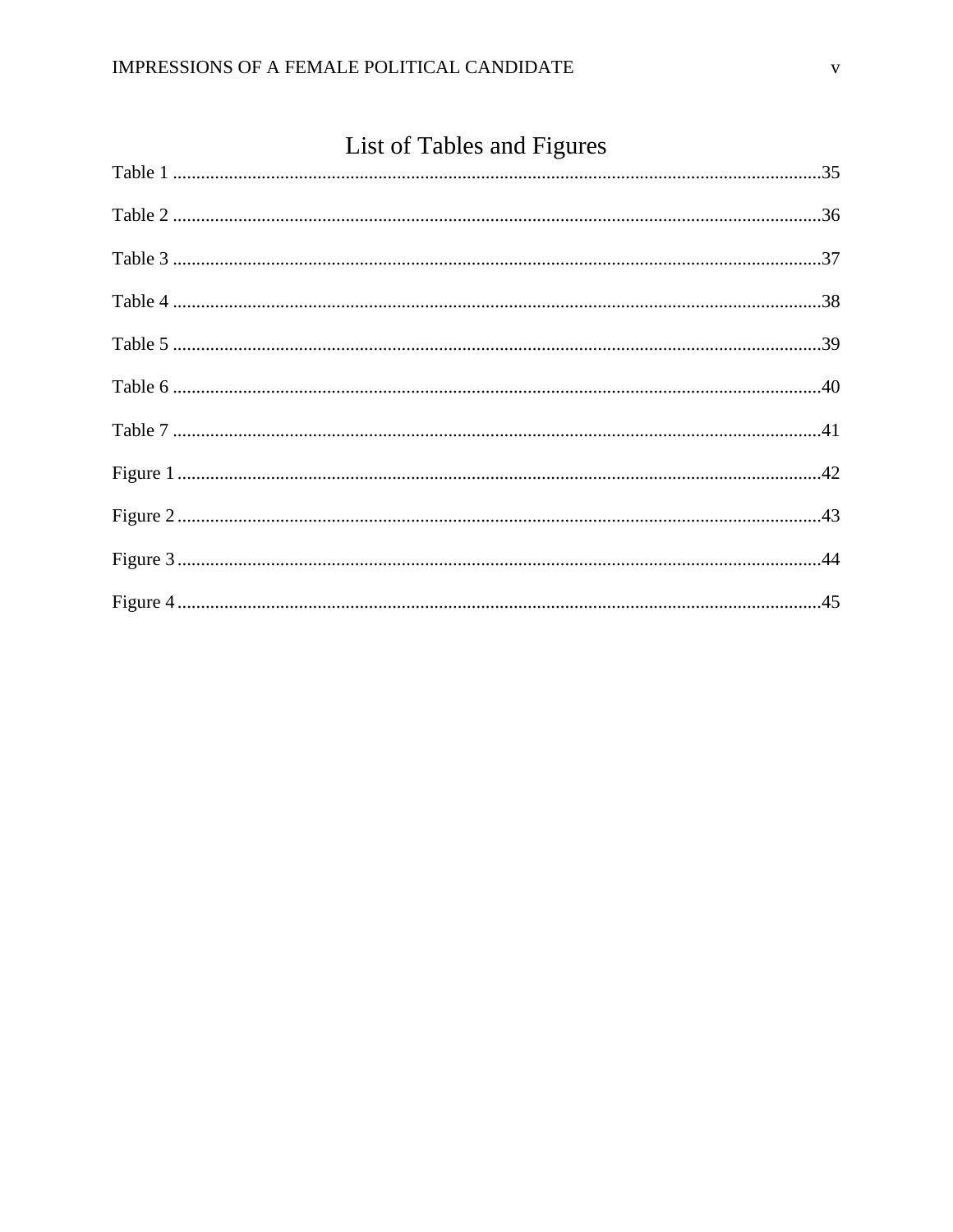# List of Tables and Figures

Table 1 ..........................................................................................................................................35

Table 2 ..........................................................................................................................................36

Table 3 ..........................................................................................................................................37

Table 4 ..........................................................................................................................................38

Table 5 ..........................................................................................................................................39

Table 6 ..........................................................................................................................................40

Table 7 ..........................................................................................................................................41

Figure 1 .........................................................................................................................................42

Figure 2 .........................................................................................................................................43

Figure 3 .........................................................................................................................................44

Figure 4 .........................................................................................................................................45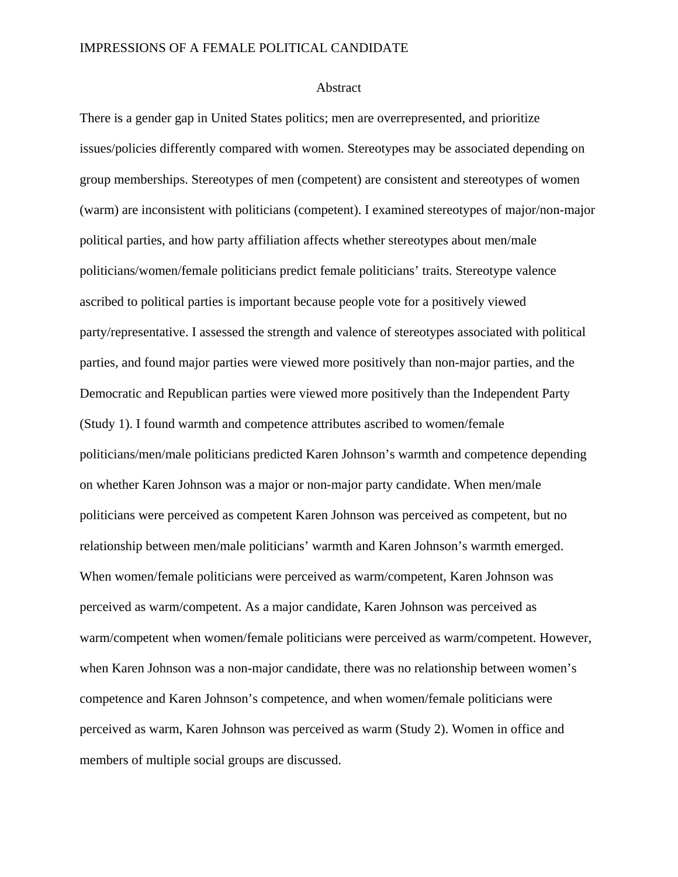# Abstract

There is a gender gap in United States politics; men are overrepresented, and prioritize issues/policies differently compared with women. Stereotypes may be associated depending on group memberships. Stereotypes of men (competent) are consistent and stereotypes of women (warm) are inconsistent with politicians (competent). I examined stereotypes of major/non-major political parties, and how party affiliation affects whether stereotypes about men/male politicians/women/female politicians predict female politicians' traits. Stereotype valence ascribed to political parties is important because people vote for a positively viewed party/representative. I assessed the strength and valence of stereotypes associated with political parties, and found major parties were viewed more positively than non-major parties, and the Democratic and Republican parties were viewed more positively than the Independent Party (Study 1). I found warmth and competence attributes ascribed to women/female politicians/men/male politicians predicted Karen Johnson's warmth and competence depending on whether Karen Johnson was a major or non-major party candidate. When men/male politicians were perceived as competent Karen Johnson was perceived as competent, but no relationship between men/male politicians' warmth and Karen Johnson's warmth emerged. When women/female politicians were perceived as warm/competent, Karen Johnson was perceived as warm/competent. As a major candidate, Karen Johnson was perceived as warm/competent when women/female politicians were perceived as warm/competent. However, when Karen Johnson was a non-major candidate, there was no relationship between women's competence and Karen Johnson's competence, and when women/female politicians were perceived as warm, Karen Johnson was perceived as warm (Study 2). Women in office and members of multiple social groups are discussed.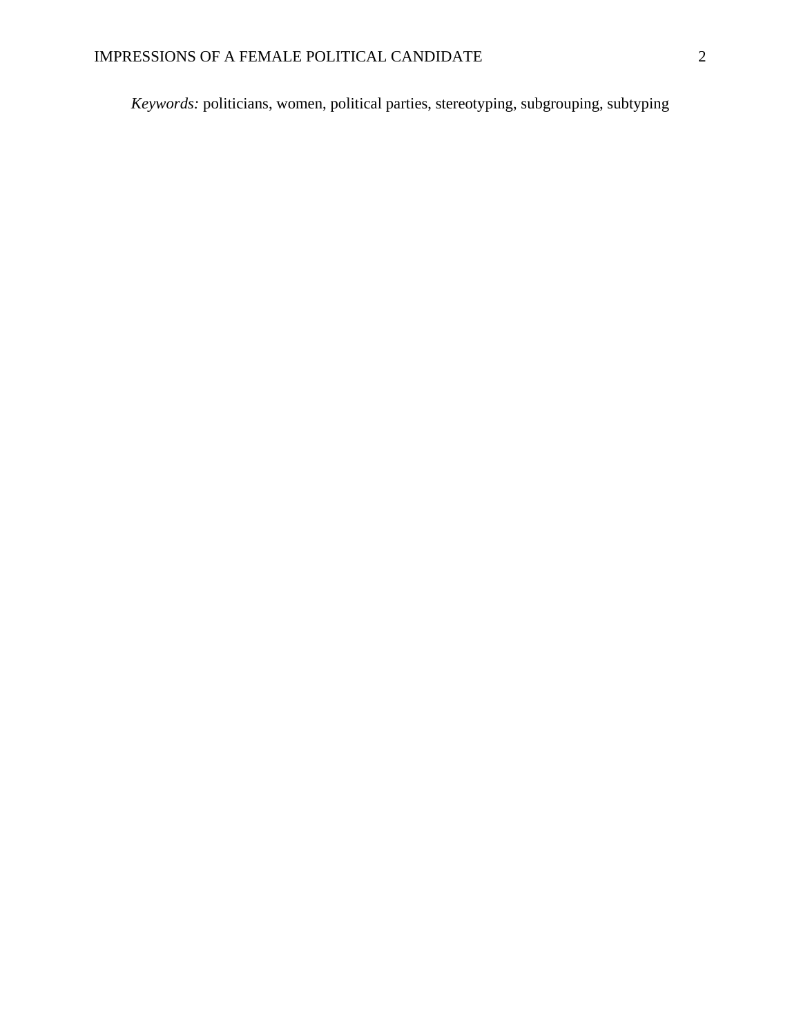*Keywords:* politicians, women, political parties, stereotyping, subgrouping, subtyping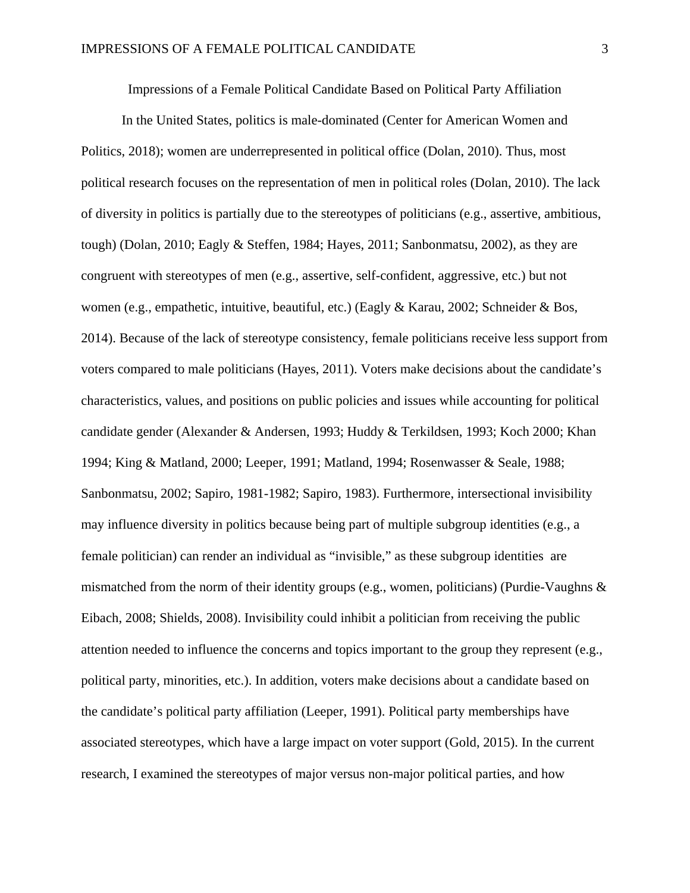# Impressions of a Female Political Candidate Based on Political Party Affiliation

In the United States, politics is male-dominated (Center for American Women and Politics, 2018); women are underrepresented in political office (Dolan, 2010). Thus, most political research focuses on the representation of men in political roles (Dolan, 2010). The lack of diversity in politics is partially due to the stereotypes of politicians (e.g., assertive, ambitious, tough) (Dolan, 2010; Eagly & Steffen, 1984; Hayes, 2011; Sanbonmatsu, 2002), as they are congruent with stereotypes of men (e.g., assertive, self-confident, aggressive, etc.) but not women (e.g., empathetic, intuitive, beautiful, etc.) (Eagly & Karau, 2002; Schneider & Bos, 2014). Because of the lack of stereotype consistency, female politicians receive less support from voters compared to male politicians (Hayes, 2011). Voters make decisions about the candidate's characteristics, values, and positions on public policies and issues while accounting for political candidate gender (Alexander & Andersen, 1993; Huddy & Terkildsen, 1993; Koch 2000; Khan 1994; King & Matland, 2000; Leeper, 1991; Matland, 1994; Rosenwasser & Seale, 1988; Sanbonmatsu, 2002; Sapiro, 1981-1982; Sapiro, 1983). Furthermore, intersectional invisibility may influence diversity in politics because being part of multiple subgroup identities (e.g., a female politician) can render an individual as "invisible," as these subgroup identities are mismatched from the norm of their identity groups (e.g., women, politicians) (Purdie-Vaughns & Eibach, 2008; Shields, 2008). Invisibility could inhibit a politician from receiving the public attention needed to influence the concerns and topics important to the group they represent (e.g., political party, minorities, etc.). In addition, voters make decisions about a candidate based on the candidate's political party affiliation (Leeper, 1991). Political party memberships have associated stereotypes, which have a large impact on voter support (Gold, 2015). In the current research, I examined the stereotypes of major versus non-major political parties, and how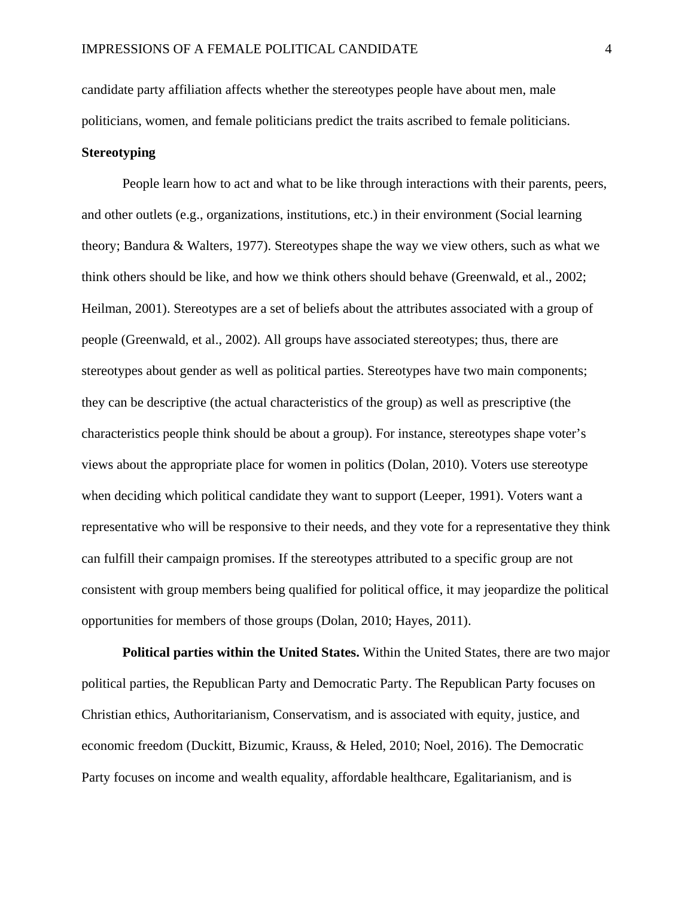candidate party affiliation affects whether the stereotypes people have about men, male politicians, women, and female politicians predict the traits ascribed to female politicians.

## Stereotyping

People learn how to act and what to be like through interactions with their parents, peers, and other outlets (e.g., organizations, institutions, etc.) in their environment (Social learning theory; Bandura & Walters, 1977). Stereotypes shape the way we view others, such as what we think others should be like, and how we think others should behave (Greenwald, et al., 2002; Heilman, 2001). Stereotypes are a set of beliefs about the attributes associated with a group of people (Greenwald, et al., 2002). All groups have associated stereotypes; thus, there are stereotypes about gender as well as political parties. Stereotypes have two main components; they can be descriptive (the actual characteristics of the group) as well as prescriptive (the characteristics people think should be about a group). For instance, stereotypes shape voter's views about the appropriate place for women in politics (Dolan, 2010). Voters use stereotype when deciding which political candidate they want to support (Leeper, 1991). Voters want a representative who will be responsive to their needs, and they vote for a representative they think can fulfill their campaign promises. If the stereotypes attributed to a specific group are not consistent with group members being qualified for political office, it may jeopardize the political opportunities for members of those groups (Dolan, 2010; Hayes, 2011).

**Political parties within the United States.** Within the United States, there are two major political parties, the Republican Party and Democratic Party. The Republican Party focuses on Christian ethics, Authoritarianism, Conservatism, and is associated with equity, justice, and economic freedom (Duckitt, Bizumic, Krauss, & Heled, 2010; Noel, 2016). The Democratic Party focuses on income and wealth equality, affordable healthcare, Egalitarianism, and is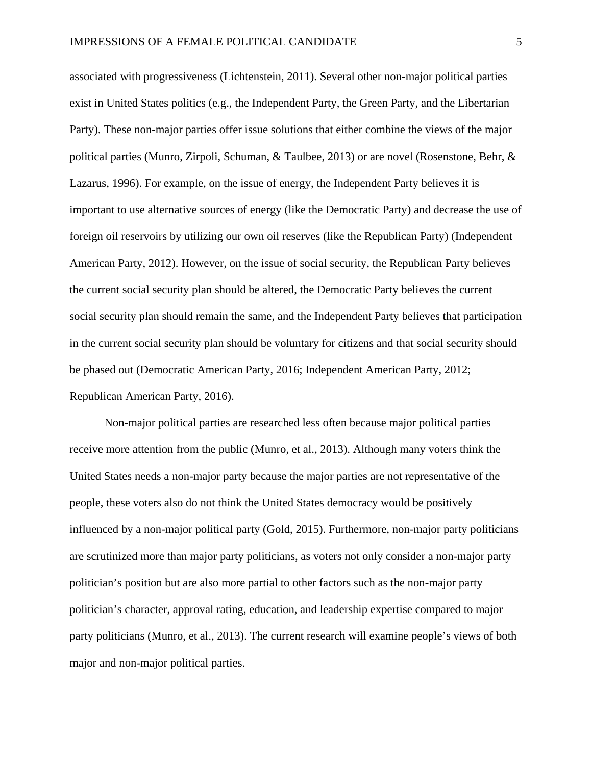associated with progressiveness (Lichtenstein, 2011). Several other non-major political parties exist in United States politics (e.g., the Independent Party, the Green Party, and the Libertarian Party). These non-major parties offer issue solutions that either combine the views of the major political parties (Munro, Zirpoli, Schuman, & Taulbee, 2013) or are novel (Rosenstone, Behr, & Lazarus, 1996). For example, on the issue of energy, the Independent Party believes it is important to use alternative sources of energy (like the Democratic Party) and decrease the use of foreign oil reservoirs by utilizing our own oil reserves (like the Republican Party) (Independent American Party, 2012). However, on the issue of social security, the Republican Party believes the current social security plan should be altered, the Democratic Party believes the current social security plan should remain the same, and the Independent Party believes that participation in the current social security plan should be voluntary for citizens and that social security should be phased out (Democratic American Party, 2016; Independent American Party, 2012; Republican American Party, 2016).

Non-major political parties are researched less often because major political parties receive more attention from the public (Munro, et al., 2013). Although many voters think the United States needs a non-major party because the major parties are not representative of the people, these voters also do not think the United States democracy would be positively influenced by a non-major political party (Gold, 2015). Furthermore, non-major party politicians are scrutinized more than major party politicians, as voters not only consider a non-major party politician's position but are also more partial to other factors such as the non-major party politician's character, approval rating, education, and leadership expertise compared to major party politicians (Munro, et al., 2013). The current research will examine people's views of both major and non-major political parties.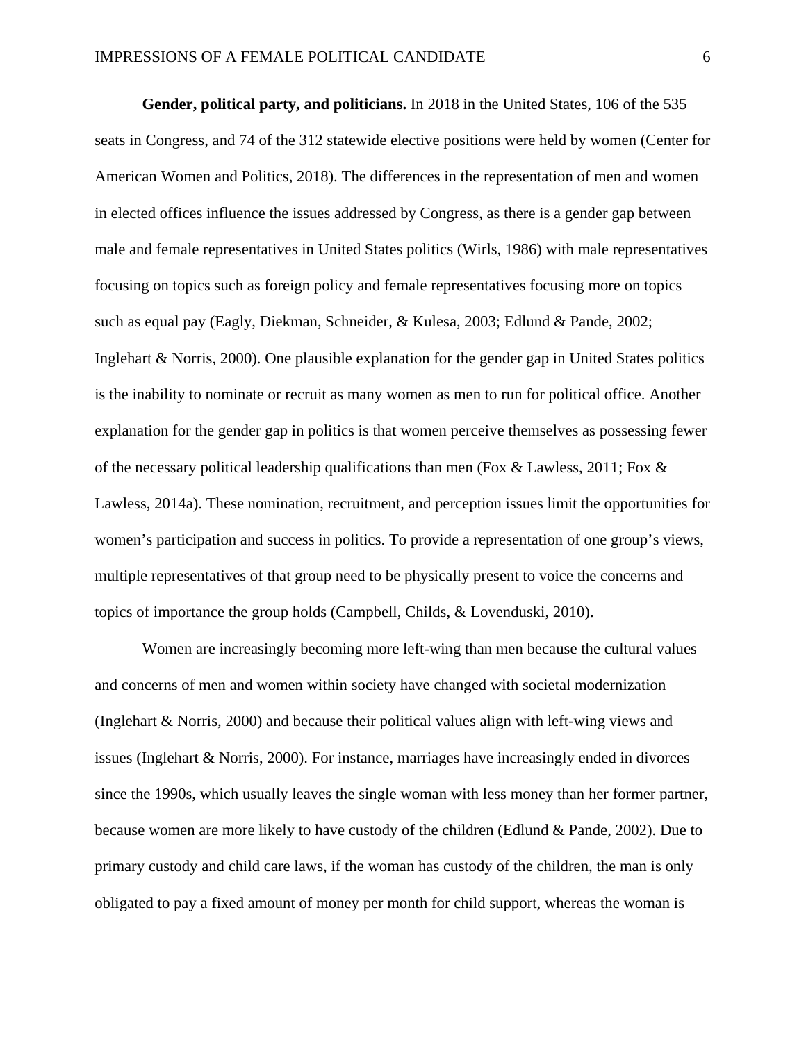**Gender, political party, and politicians.** In 2018 in the United States, 106 of the 535 seats in Congress, and 74 of the 312 statewide elective positions were held by women (Center for American Women and Politics, 2018). The differences in the representation of men and women in elected offices influence the issues addressed by Congress, as there is a gender gap between male and female representatives in United States politics (Wirls, 1986) with male representatives focusing on topics such as foreign policy and female representatives focusing more on topics such as equal pay (Eagly, Diekman, Schneider, & Kulesa, 2003; Edlund & Pande, 2002; Inglehart & Norris, 2000). One plausible explanation for the gender gap in United States politics is the inability to nominate or recruit as many women as men to run for political office. Another explanation for the gender gap in politics is that women perceive themselves as possessing fewer of the necessary political leadership qualifications than men (Fox & Lawless, 2011; Fox & Lawless, 2014a). These nomination, recruitment, and perception issues limit the opportunities for women's participation and success in politics. To provide a representation of one group's views, multiple representatives of that group need to be physically present to voice the concerns and topics of importance the group holds (Campbell, Childs, & Lovenduski, 2010).

Women are increasingly becoming more left-wing than men because the cultural values and concerns of men and women within society have changed with societal modernization (Inglehart & Norris, 2000) and because their political values align with left-wing views and issues (Inglehart & Norris, 2000). For instance, marriages have increasingly ended in divorces since the 1990s, which usually leaves the single woman with less money than her former partner, because women are more likely to have custody of the children (Edlund & Pande, 2002). Due to primary custody and child care laws, if the woman has custody of the children, the man is only obligated to pay a fixed amount of money per month for child support, whereas the woman is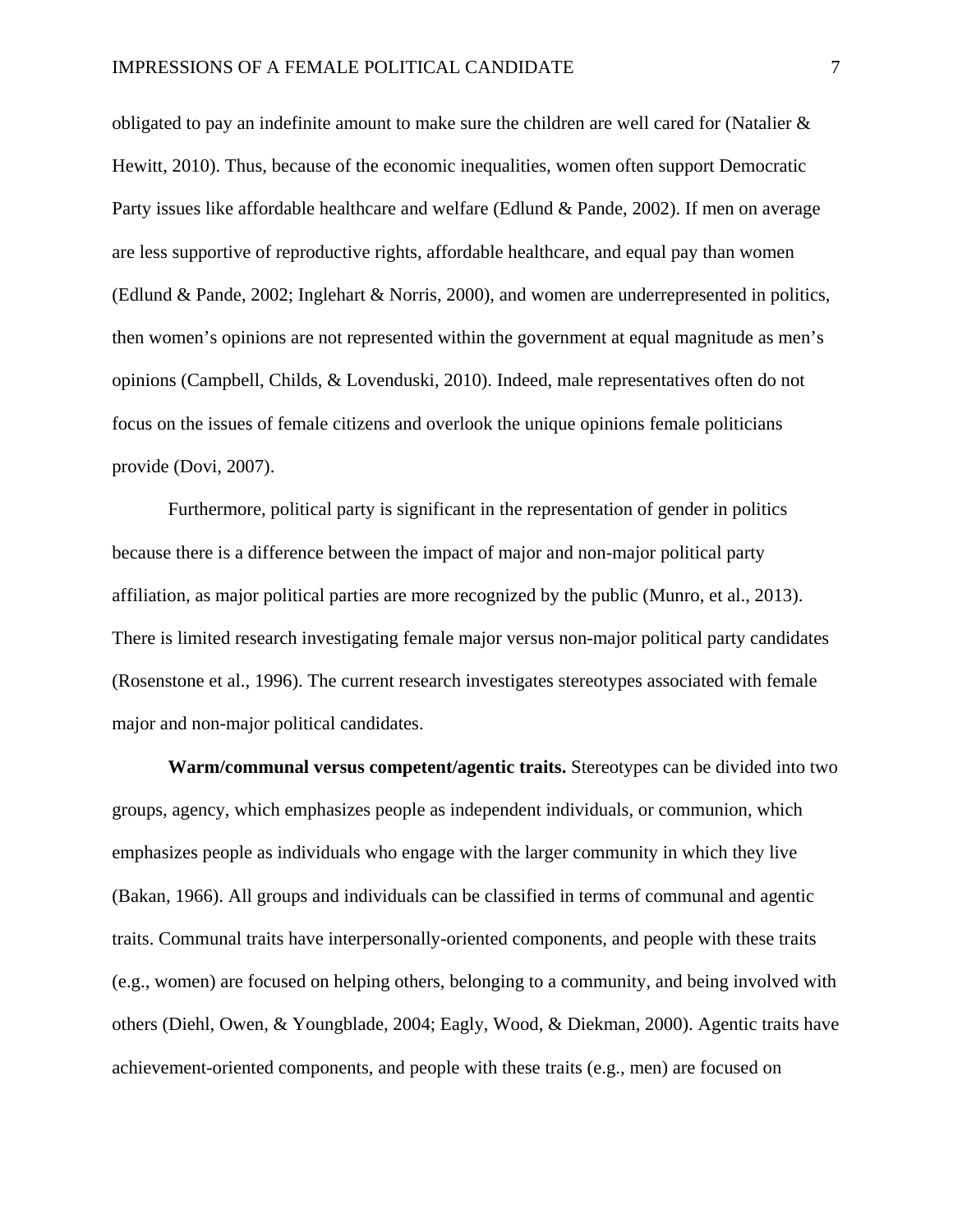obligated to pay an indefinite amount to make sure the children are well cared for (Natalier & Hewitt, 2010). Thus, because of the economic inequalities, women often support Democratic Party issues like affordable healthcare and welfare (Edlund & Pande, 2002). If men on average are less supportive of reproductive rights, affordable healthcare, and equal pay than women (Edlund & Pande, 2002; Inglehart & Norris, 2000), and women are underrepresented in politics, then women's opinions are not represented within the government at equal magnitude as men's opinions (Campbell, Childs, & Lovenduski, 2010). Indeed, male representatives often do not focus on the issues of female citizens and overlook the unique opinions female politicians provide (Dovi, 2007).

Furthermore, political party is significant in the representation of gender in politics because there is a difference between the impact of major and non-major political party affiliation, as major political parties are more recognized by the public (Munro, et al., 2013). There is limited research investigating female major versus non-major political party candidates (Rosenstone et al., 1996). The current research investigates stereotypes associated with female major and non-major political candidates.

**Warm/communal versus competent/agentic traits.** Stereotypes can be divided into two groups, agency, which emphasizes people as independent individuals, or communion, which emphasizes people as individuals who engage with the larger community in which they live (Bakan, 1966). All groups and individuals can be classified in terms of communal and agentic traits. Communal traits have interpersonally-oriented components, and people with these traits (e.g., women) are focused on helping others, belonging to a community, and being involved with others (Diehl, Owen, & Youngblade, 2004; Eagly, Wood, & Diekman, 2000). Agentic traits have achievement-oriented components, and people with these traits (e.g., men) are focused on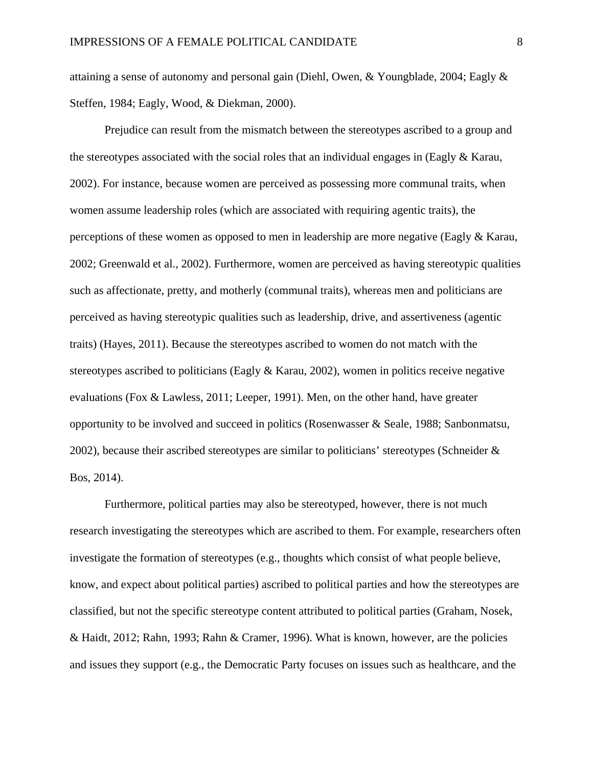attaining a sense of autonomy and personal gain (Diehl, Owen, & Youngblade, 2004; Eagly & Steffen, 1984; Eagly, Wood, & Diekman, 2000).

Prejudice can result from the mismatch between the stereotypes ascribed to a group and the stereotypes associated with the social roles that an individual engages in (Eagly & Karau, 2002). For instance, because women are perceived as possessing more communal traits, when women assume leadership roles (which are associated with requiring agentic traits), the perceptions of these women as opposed to men in leadership are more negative (Eagly & Karau, 2002; Greenwald et al., 2002). Furthermore, women are perceived as having stereotypic qualities such as affectionate, pretty, and motherly (communal traits), whereas men and politicians are perceived as having stereotypic qualities such as leadership, drive, and assertiveness (agentic traits) (Hayes, 2011). Because the stereotypes ascribed to women do not match with the stereotypes ascribed to politicians (Eagly & Karau, 2002), women in politics receive negative evaluations (Fox & Lawless, 2011; Leeper, 1991). Men, on the other hand, have greater opportunity to be involved and succeed in politics (Rosenwasser & Seale, 1988; Sanbonmatsu, 2002), because their ascribed stereotypes are similar to politicians' stereotypes (Schneider & Bos, 2014).

Furthermore, political parties may also be stereotyped, however, there is not much research investigating the stereotypes which are ascribed to them. For example, researchers often investigate the formation of stereotypes (e.g., thoughts which consist of what people believe, know, and expect about political parties) ascribed to political parties and how the stereotypes are classified, but not the specific stereotype content attributed to political parties (Graham, Nosek, & Haidt, 2012; Rahn, 1993; Rahn & Cramer, 1996). What is known, however, are the policies and issues they support (e.g., the Democratic Party focuses on issues such as healthcare, and the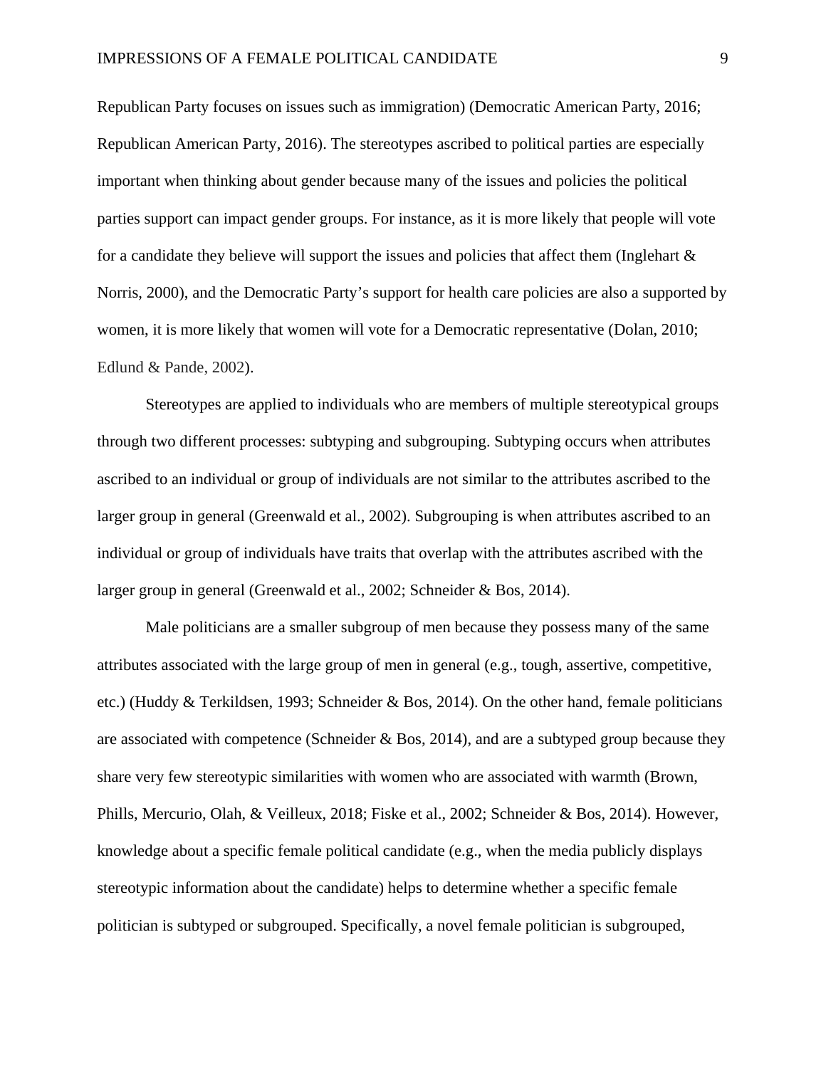Republican Party focuses on issues such as immigration) (Democratic American Party, 2016; Republican American Party, 2016). The stereotypes ascribed to political parties are especially important when thinking about gender because many of the issues and policies the political parties support can impact gender groups. For instance, as it is more likely that people will vote for a candidate they believe will support the issues and policies that affect them (Inglehart & Norris, 2000), and the Democratic Party's support for health care policies are also a supported by women, it is more likely that women will vote for a Democratic representative (Dolan, 2010; Edlund & Pande, 2002).

Stereotypes are applied to individuals who are members of multiple stereotypical groups through two different processes: subtyping and subgrouping. Subtyping occurs when attributes ascribed to an individual or group of individuals are not similar to the attributes ascribed to the larger group in general (Greenwald et al., 2002). Subgrouping is when attributes ascribed to an individual or group of individuals have traits that overlap with the attributes ascribed with the larger group in general (Greenwald et al., 2002; Schneider & Bos, 2014).

Male politicians are a smaller subgroup of men because they possess many of the same attributes associated with the large group of men in general (e.g., tough, assertive, competitive, etc.) (Huddy & Terkildsen, 1993; Schneider & Bos, 2014). On the other hand, female politicians are associated with competence (Schneider & Bos, 2014), and are a subtyped group because they share very few stereotypic similarities with women who are associated with warmth (Brown, Phills, Mercurio, Olah, & Veilleux, 2018; Fiske et al., 2002; Schneider & Bos, 2014). However, knowledge about a specific female political candidate (e.g., when the media publicly displays stereotypic information about the candidate) helps to determine whether a specific female politician is subtyped or subgrouped. Specifically, a novel female politician is subgrouped,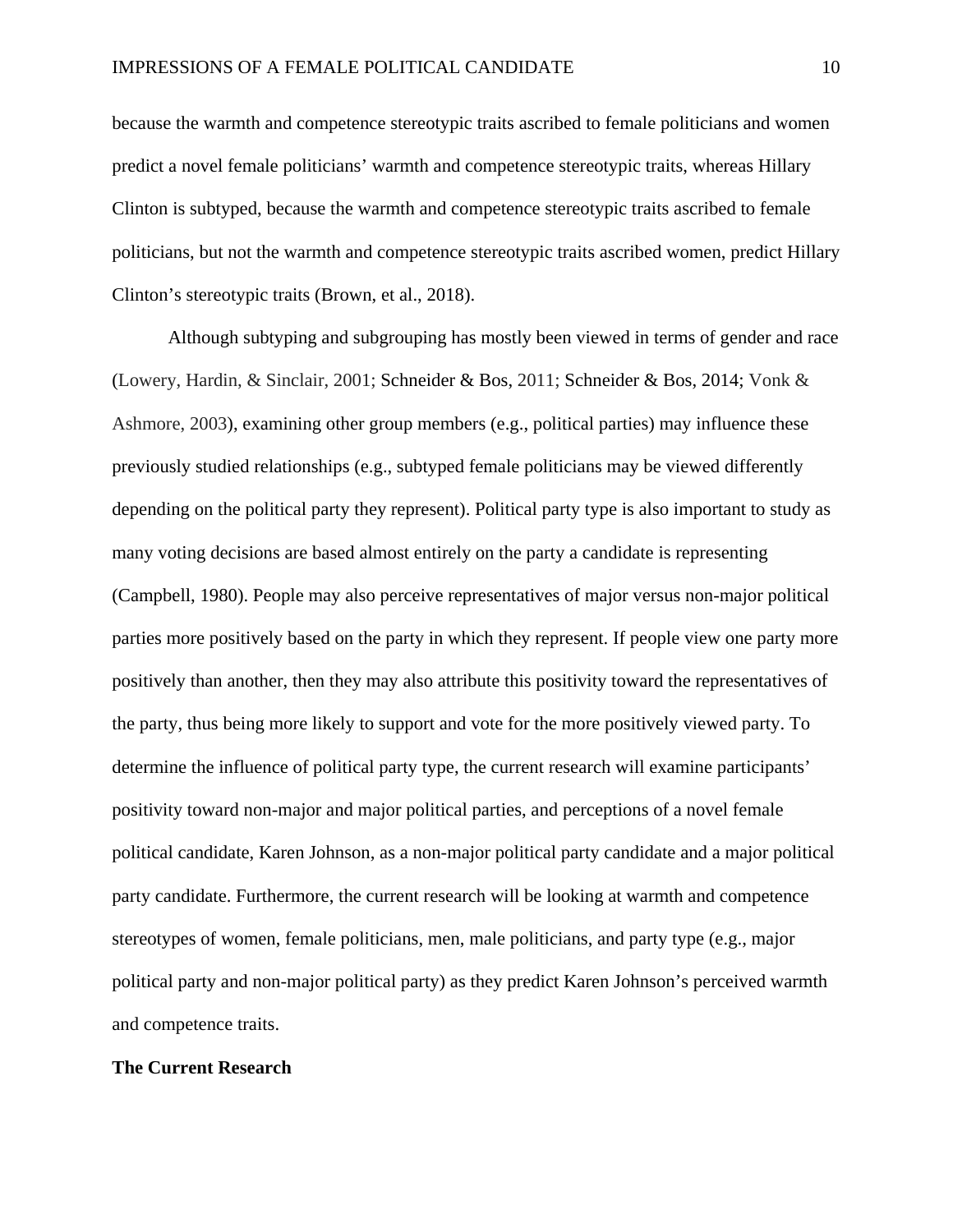because the warmth and competence stereotypic traits ascribed to female politicians and women predict a novel female politicians' warmth and competence stereotypic traits, whereas Hillary Clinton is subtyped, because the warmth and competence stereotypic traits ascribed to female politicians, but not the warmth and competence stereotypic traits ascribed women, predict Hillary Clinton's stereotypic traits (Brown, et al., 2018).

Although subtyping and subgrouping has mostly been viewed in terms of gender and race (Lowery, Hardin, & Sinclair, 2001; Schneider & Bos, 2011; Schneider & Bos, 2014; Vonk & Ashmore, 2003), examining other group members (e.g., political parties) may influence these previously studied relationships (e.g., subtyped female politicians may be viewed differently depending on the political party they represent). Political party type is also important to study as many voting decisions are based almost entirely on the party a candidate is representing (Campbell, 1980). People may also perceive representatives of major versus non-major political parties more positively based on the party in which they represent. If people view one party more positively than another, then they may also attribute this positivity toward the representatives of the party, thus being more likely to support and vote for the more positively viewed party. To determine the influence of political party type, the current research will examine participants' positivity toward non-major and major political parties, and perceptions of a novel female political candidate, Karen Johnson, as a non-major political party candidate and a major political party candidate. Furthermore, the current research will be looking at warmth and competence stereotypes of women, female politicians, men, male politicians, and party type (e.g., major political party and non-major political party) as they predict Karen Johnson's perceived warmth and competence traits.

## The Current Research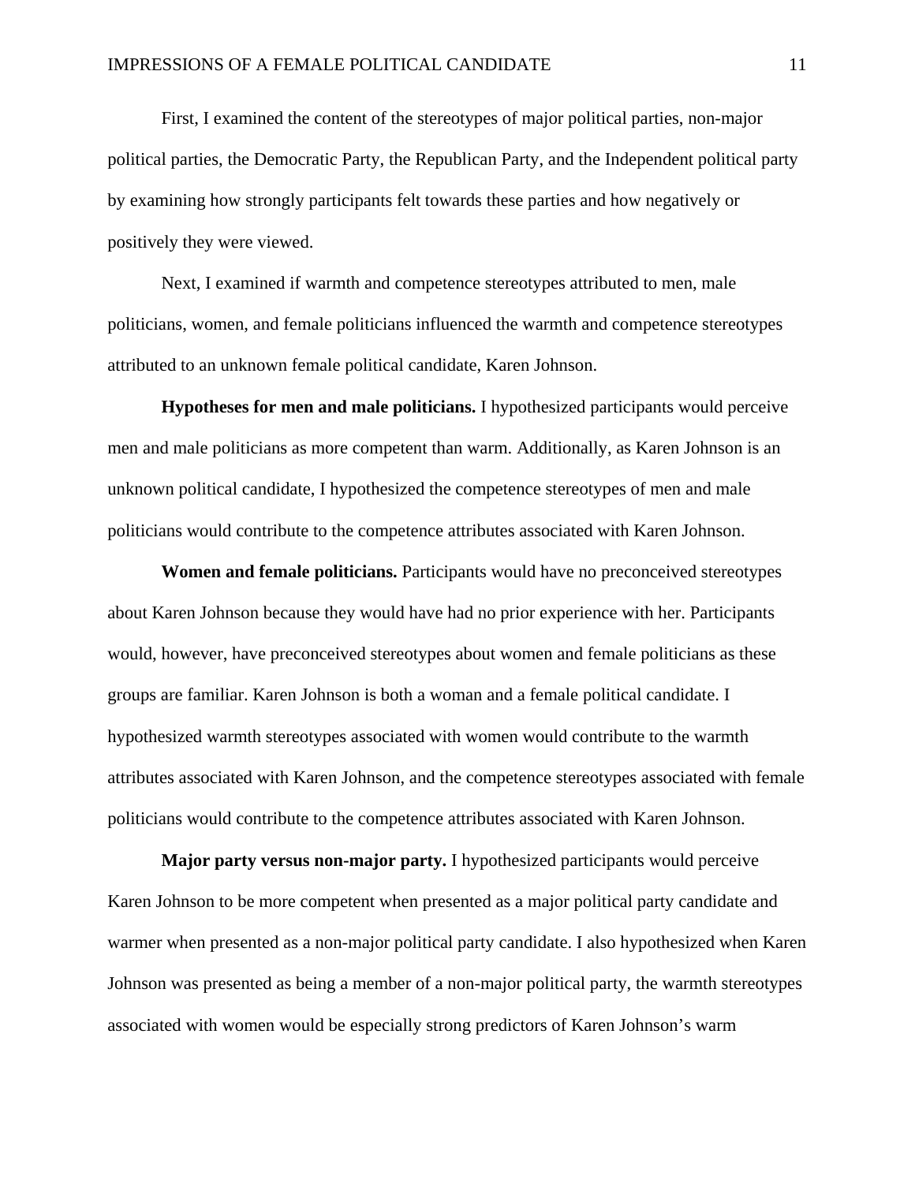First, I examined the content of the stereotypes of major political parties, non-major political parties, the Democratic Party, the Republican Party, and the Independent political party by examining how strongly participants felt towards these parties and how negatively or positively they were viewed.

Next, I examined if warmth and competence stereotypes attributed to men, male politicians, women, and female politicians influenced the warmth and competence stereotypes attributed to an unknown female political candidate, Karen Johnson.

**Hypotheses for men and male politicians.** I hypothesized participants would perceive men and male politicians as more competent than warm. Additionally, as Karen Johnson is an unknown political candidate, I hypothesized the competence stereotypes of men and male politicians would contribute to the competence attributes associated with Karen Johnson.

**Women and female politicians.** Participants would have no preconceived stereotypes about Karen Johnson because they would have had no prior experience with her. Participants would, however, have preconceived stereotypes about women and female politicians as these groups are familiar. Karen Johnson is both a woman and a female political candidate. I hypothesized warmth stereotypes associated with women would contribute to the warmth attributes associated with Karen Johnson, and the competence stereotypes associated with female politicians would contribute to the competence attributes associated with Karen Johnson.

**Major party versus non-major party.** I hypothesized participants would perceive Karen Johnson to be more competent when presented as a major political party candidate and warmer when presented as a non-major political party candidate. I also hypothesized when Karen Johnson was presented as being a member of a non-major political party, the warmth stereotypes associated with women would be especially strong predictors of Karen Johnson's warm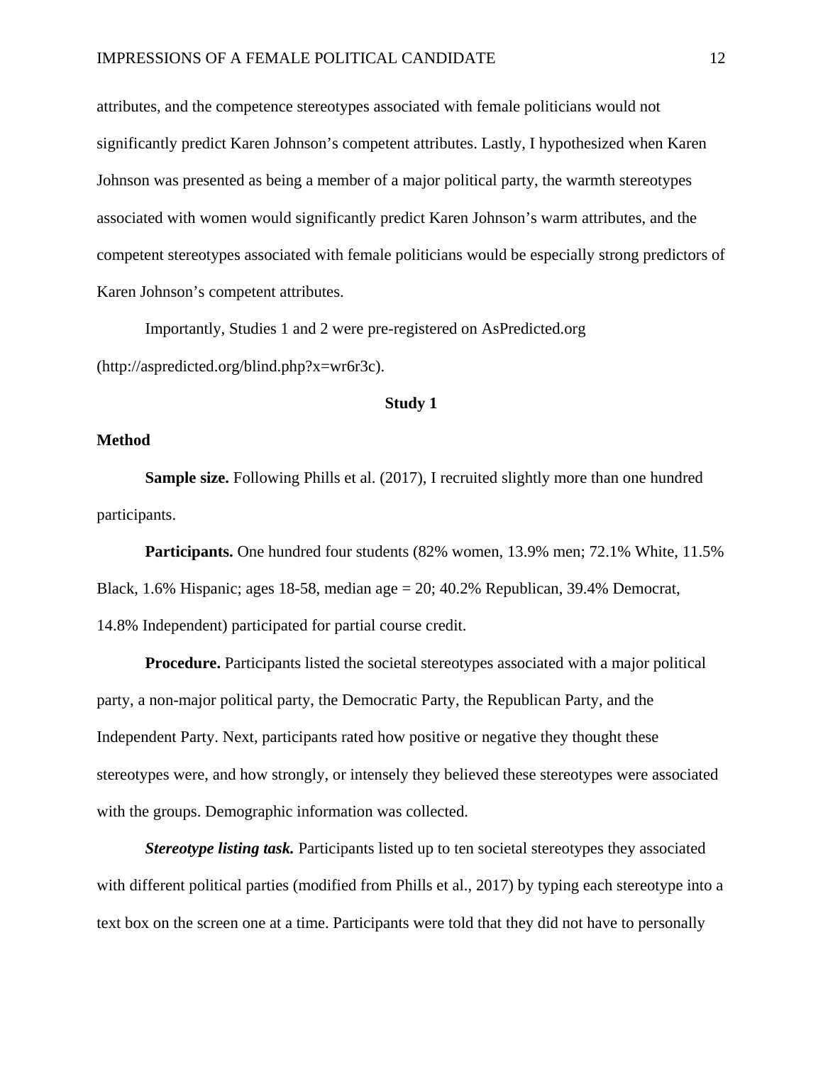attributes, and the competence stereotypes associated with female politicians would not significantly predict Karen Johnson's competent attributes. Lastly, I hypothesized when Karen Johnson was presented as being a member of a major political party, the warmth stereotypes associated with women would significantly predict Karen Johnson's warm attributes, and the competent stereotypes associated with female politicians would be especially strong predictors of Karen Johnson's competent attributes.

Importantly, Studies 1 and 2 were pre-registered on AsPredicted.org (http://aspredicted.org/blind.php?x=wr6r3c).

## Study 1

### Method

**Sample size.** Following Phills et al. (2017), I recruited slightly more than one hundred participants.

**Participants.** One hundred four students (82% women, 13.9% men; 72.1% White, 11.5% Black, 1.6% Hispanic; ages 18-58, median age = 20; 40.2% Republican, 39.4% Democrat, 14.8% Independent) participated for partial course credit.

**Procedure.** Participants listed the societal stereotypes associated with a major political party, a non-major political party, the Democratic Party, the Republican Party, and the Independent Party. Next, participants rated how positive or negative they thought these stereotypes were, and how strongly, or intensely they believed these stereotypes were associated with the groups. Demographic information was collected.

***Stereotype listing task.*** Participants listed up to ten societal stereotypes they associated with different political parties (modified from Phills et al., 2017) by typing each stereotype into a text box on the screen one at a time. Participants were told that they did not have to personally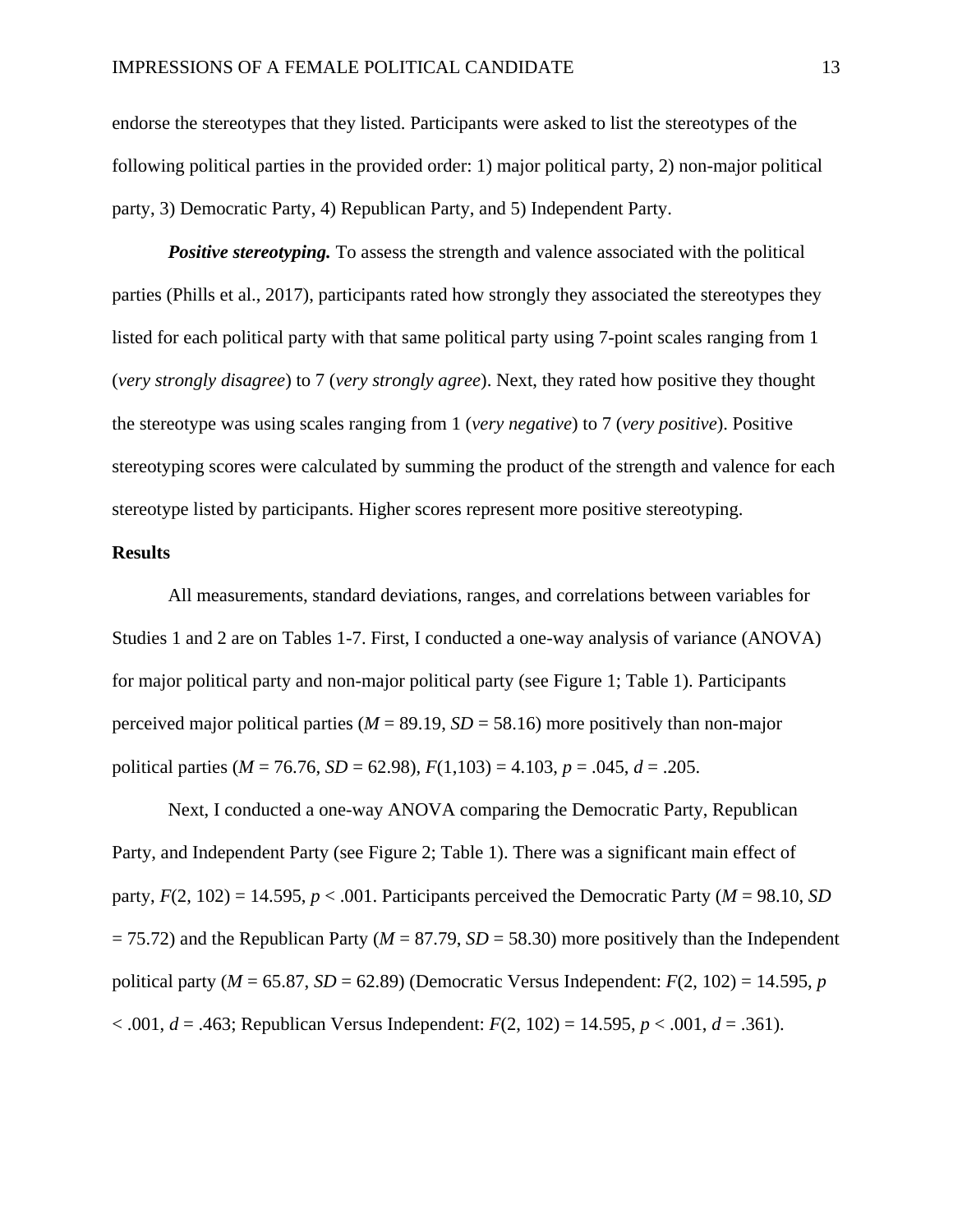endorse the stereotypes that they listed. Participants were asked to list the stereotypes of the following political parties in the provided order: 1) major political party, 2) non-major political party, 3) Democratic Party, 4) Republican Party, and 5) Independent Party.

***Positive stereotyping.*** To assess the strength and valence associated with the political parties (Phills et al., 2017), participants rated how strongly they associated the stereotypes they listed for each political party with that same political party using 7-point scales ranging from 1 (*very strongly disagree*) to 7 (*very strongly agree*). Next, they rated how positive they thought the stereotype was using scales ranging from 1 (*very negative*) to 7 (*very positive*). Positive stereotyping scores were calculated by summing the product of the strength and valence for each stereotype listed by participants. Higher scores represent more positive stereotyping.

**Results**

All measurements, standard deviations, ranges, and correlations between variables for Studies 1 and 2 are on Tables 1-7. First, I conducted a one-way analysis of variance (ANOVA) for major political party and non-major political party (see Figure 1; Table 1). Participants perceived major political parties ($M$ = 89.19, $SD$ = 58.16) more positively than non-major political parties ($M$ = 76.76, $SD$ = 62.98), $F(1,103)$ = 4.103, $p$ = .045, $d$ = .205.

Next, I conducted a one-way ANOVA comparing the Democratic Party, Republican Party, and Independent Party (see Figure 2; Table 1). There was a significant main effect of party, $F(2, 102)$ = 14.595, $p$ < .001. Participants perceived the Democratic Party ($M$ = 98.10, $SD$ = 75.72) and the Republican Party ($M$ = 87.79, $SD$ = 58.30) more positively than the Independent political party ($M$ = 65.87, $SD$ = 62.89) (Democratic Versus Independent: $F(2, 102)$ = 14.595, $p$ < .001, $d$ = .463; Republican Versus Independent: $F(2, 102)$ = 14.595, $p$ < .001, $d$ = .361).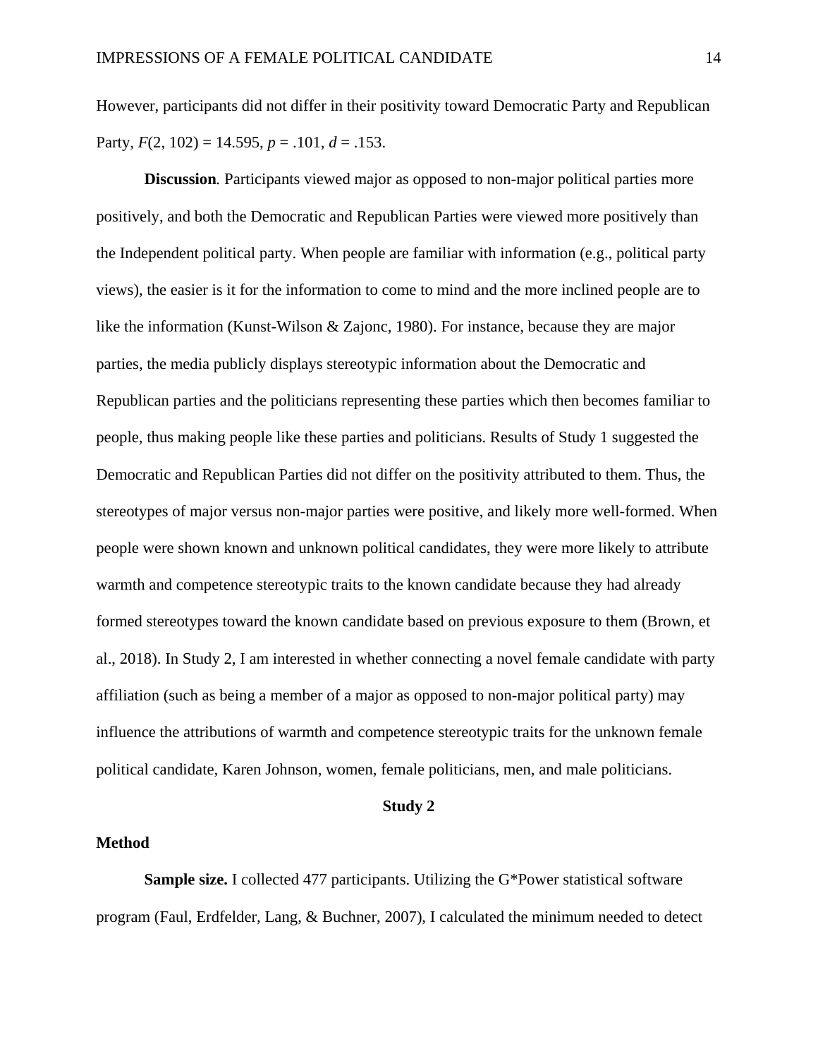However, participants did not differ in their positivity toward Democratic Party and Republican Party, $F(2, 102) = 14.595$, $p = .101$, $d = .153$.

**Discussion***.* Participants viewed major as opposed to non-major political parties more positively, and both the Democratic and Republican Parties were viewed more positively than the Independent political party. When people are familiar with information (e.g., political party views), the easier is it for the information to come to mind and the more inclined people are to like the information (Kunst-Wilson & Zajonc, 1980). For instance, because they are major parties, the media publicly displays stereotypic information about the Democratic and Republican parties and the politicians representing these parties which then becomes familiar to people, thus making people like these parties and politicians. Results of Study 1 suggested the Democratic and Republican Parties did not differ on the positivity attributed to them. Thus, the stereotypes of major versus non-major parties were positive, and likely more well-formed. When people were shown known and unknown political candidates, they were more likely to attribute warmth and competence stereotypic traits to the known candidate because they had already formed stereotypes toward the known candidate based on previous exposure to them (Brown, et al., 2018). In Study 2, I am interested in whether connecting a novel female candidate with party affiliation (such as being a member of a major as opposed to non-major political party) may influence the attributions of warmth and competence stereotypic traits for the unknown female political candidate, Karen Johnson, women, female politicians, men, and male politicians.

## Study 2

### Method

**Sample size.** I collected 477 participants. Utilizing the G*Power statistical software program (Faul, Erdfelder, Lang, & Buchner, 2007), I calculated the minimum needed to detect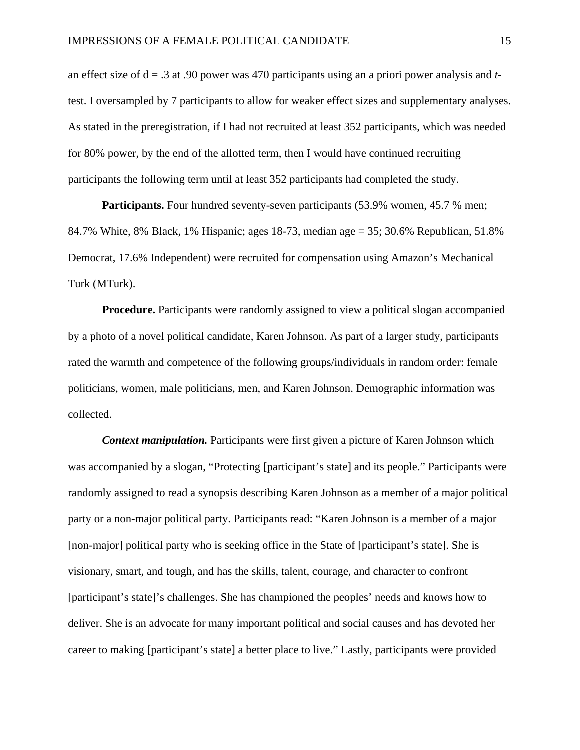an effect size of d = .3 at .90 power was 470 participants using an a priori power analysis and *t*-test. I oversampled by 7 participants to allow for weaker effect sizes and supplementary analyses. As stated in the preregistration, if I had not recruited at least 352 participants, which was needed for 80% power, by the end of the allotted term, then I would have continued recruiting participants the following term until at least 352 participants had completed the study.

**Participants.** Four hundred seventy-seven participants (53.9% women, 45.7 % men; 84.7% White, 8% Black, 1% Hispanic; ages 18-73, median age = 35; 30.6% Republican, 51.8% Democrat, 17.6% Independent) were recruited for compensation using Amazon's Mechanical Turk (MTurk).

**Procedure.** Participants were randomly assigned to view a political slogan accompanied by a photo of a novel political candidate, Karen Johnson. As part of a larger study, participants rated the warmth and competence of the following groups/individuals in random order: female politicians, women, male politicians, men, and Karen Johnson. Demographic information was collected.

***Context manipulation.*** Participants were first given a picture of Karen Johnson which was accompanied by a slogan, "Protecting [participant's state] and its people." Participants were randomly assigned to read a synopsis describing Karen Johnson as a member of a major political party or a non-major political party. Participants read: "Karen Johnson is a member of a major [non-major] political party who is seeking office in the State of [participant's state]. She is visionary, smart, and tough, and has the skills, talent, courage, and character to confront [participant's state]'s challenges. She has championed the peoples' needs and knows how to deliver. She is an advocate for many important political and social causes and has devoted her career to making [participant's state] a better place to live." Lastly, participants were provided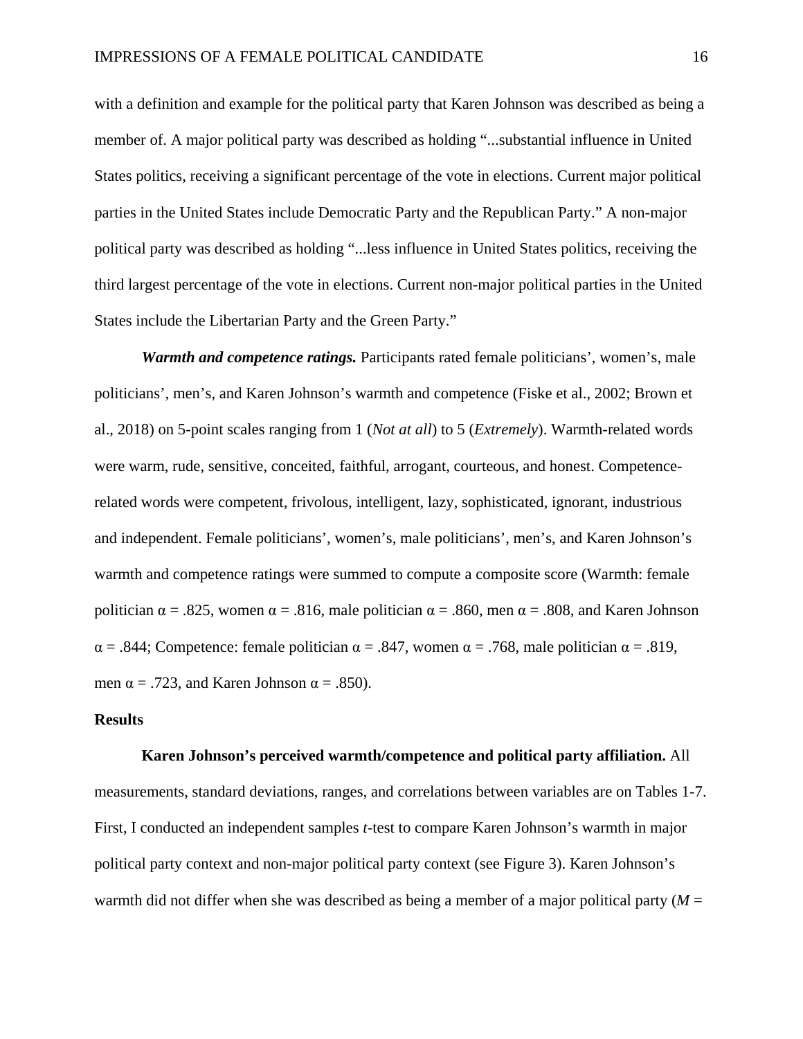with a definition and example for the political party that Karen Johnson was described as being a member of. A major political party was described as holding "...substantial influence in United States politics, receiving a significant percentage of the vote in elections. Current major political parties in the United States include Democratic Party and the Republican Party." A non-major political party was described as holding "...less influence in United States politics, receiving the third largest percentage of the vote in elections. Current non-major political parties in the United States include the Libertarian Party and the Green Party."

***Warmth and competence ratings.*** Participants rated female politicians', women's, male politicians', men's, and Karen Johnson's warmth and competence (Fiske et al., 2002; Brown et al., 2018) on 5-point scales ranging from 1 (*Not at all*) to 5 (*Extremely*). Warmth-related words were warm, rude, sensitive, conceited, faithful, arrogant, courteous, and honest. Competence-related words were competent, frivolous, intelligent, lazy, sophisticated, ignorant, industrious and independent. Female politicians', women's, male politicians', men's, and Karen Johnson's warmth and competence ratings were summed to compute a composite score (Warmth: female politician $\alpha = .825$, women $\alpha = .816$, male politician $\alpha = .860$, men $\alpha = .808$, and Karen Johnson $\alpha = .844$; Competence: female politician $\alpha = .847$, women $\alpha = .768$, male politician $\alpha = .819$, men $\alpha = .723$, and Karen Johnson $\alpha = .850$).

## Results

**Karen Johnson's perceived warmth/competence and political party affiliation.** All measurements, standard deviations, ranges, and correlations between variables are on Tables 1-7. First, I conducted an independent samples *t*-test to compare Karen Johnson's warmth in major political party context and non-major political party context (see Figure 3). Karen Johnson's warmth did not differ when she was described as being a member of a major political party ($M$ =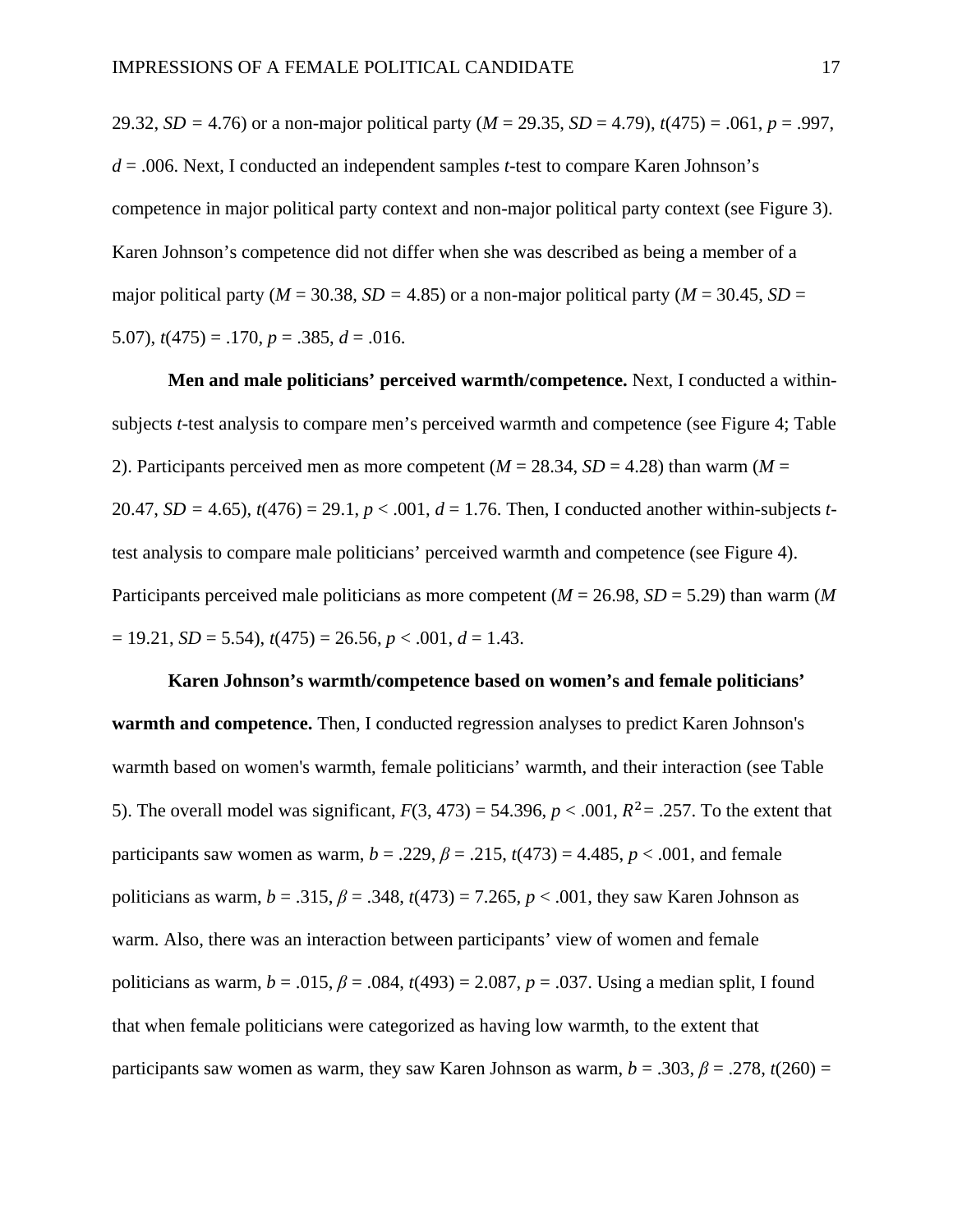29.32, *SD =* 4.76) or a non-major political party (*M* = 29.35, *SD* = 4.79), *t*(475) = .061, *p* = .997, *d* = .006. Next, I conducted an independent samples *t*-test to compare Karen Johnson's competence in major political party context and non-major political party context (see Figure 3). Karen Johnson's competence did not differ when she was described as being a member of a major political party (*M* = 30.38, *SD =* 4.85) or a non-major political party (*M* = 30.45, *SD* = 5.07), *t*(475) = .170, *p* = .385, *d* = .016.

**Men and male politicians' perceived warmth/competence.** Next, I conducted a within-subjects *t*-test analysis to compare men's perceived warmth and competence (see Figure 4; Table 2). Participants perceived men as more competent (*M* = 28.34, *SD* = 4.28) than warm (*M* = 20.47, *SD =* 4.65), *t*(476) = 29.1, *p* < .001, *d* = 1.76. Then, I conducted another within-subjects *t*-test analysis to compare male politicians' perceived warmth and competence (see Figure 4). Participants perceived male politicians as more competent (*M* = 26.98, *SD* = 5.29) than warm (*M* = 19.21, *SD* = 5.54), *t*(475) = 26.56, *p* < .001, *d* = 1.43.

**Karen Johnson's warmth/competence based on women's and female politicians' warmth and competence.** Then, I conducted regression analyses to predict Karen Johnson's warmth based on women's warmth, female politicians' warmth, and their interaction (see Table 5). The overall model was significant, *F*(3, 473) = 54.396, *p* < .001, $R^2$ = .257. To the extent that participants saw women as warm, *b* = .229, *β* = .215, *t*(473) = 4.485, *p* < .001, and female politicians as warm, *b* = .315, *β* = .348, *t*(473) = 7.265, *p* < .001, they saw Karen Johnson as warm. Also, there was an interaction between participants' view of women and female politicians as warm, *b* = .015, *β* = .084, *t*(493) = 2.087, *p* = .037. Using a median split, I found that when female politicians were categorized as having low warmth, to the extent that participants saw women as warm, they saw Karen Johnson as warm, *b* = .303, *β* = .278, *t*(260) =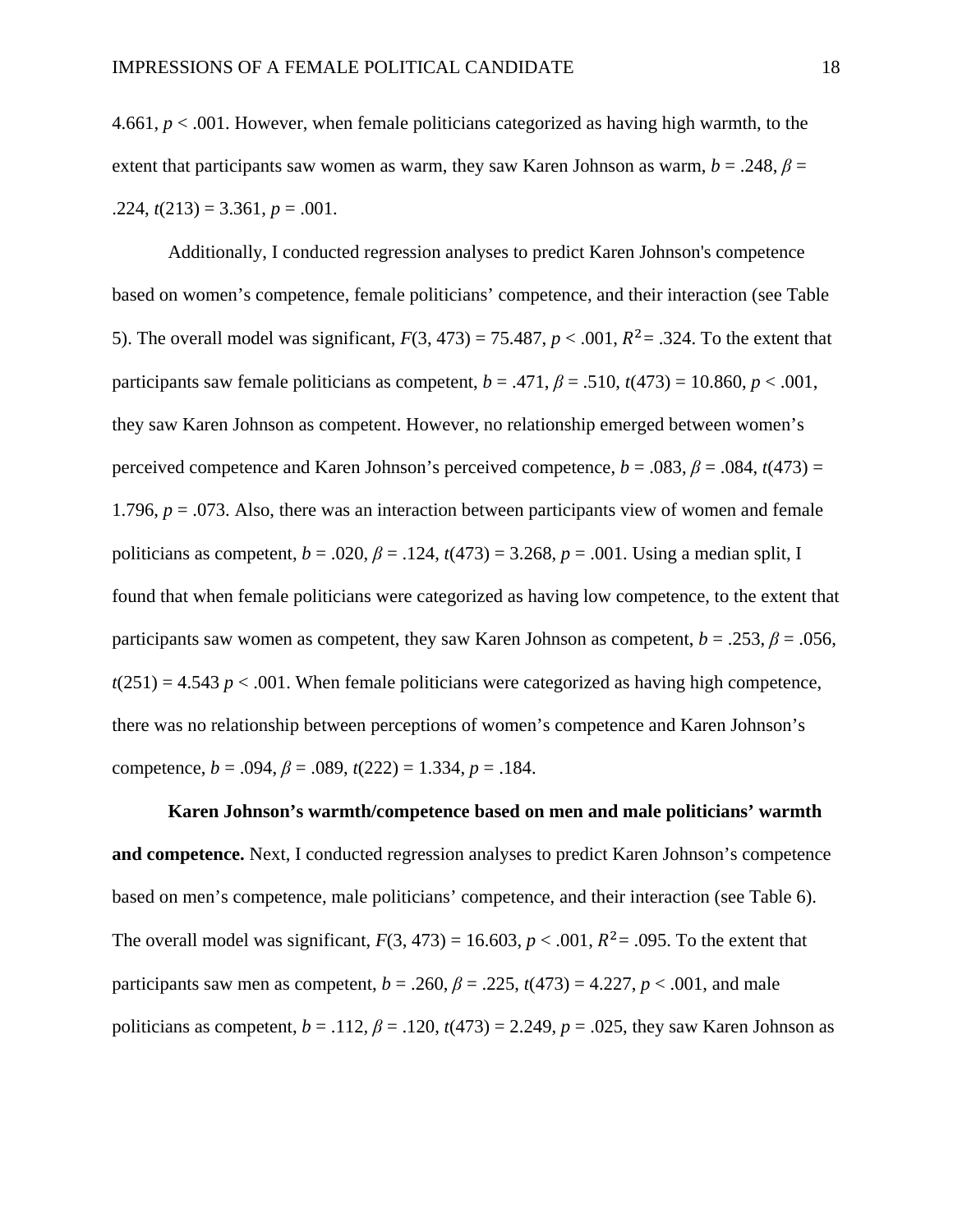4.661, $p < .001$. However, when female politicians categorized as having high warmth, to the extent that participants saw women as warm, they saw Karen Johnson as warm, $b = .248$, $\beta = .224$, $t(213) = 3.361$, $p = .001$.

Additionally, I conducted regression analyses to predict Karen Johnson's competence based on women's competence, female politicians' competence, and their interaction (see Table 5). The overall model was significant, $F(3, 473) = 75.487$, $p < .001$, $R^2 = .324$. To the extent that participants saw female politicians as competent, $b = .471$, $\beta = .510$, $t(473) = 10.860$, $p < .001$, they saw Karen Johnson as competent. However, no relationship emerged between women's perceived competence and Karen Johnson's perceived competence, $b = .083$, $\beta = .084$, $t(473) = 1.796$, $p = .073$. Also, there was an interaction between participants view of women and female politicians as competent, $b = .020$, $\beta = .124$, $t(473) = 3.268$, $p = .001$. Using a median split, I found that when female politicians were categorized as having low competence, to the extent that participants saw women as competent, they saw Karen Johnson as competent, $b = .253$, $\beta = .056$, $t(251) = 4.543$ $p < .001$. When female politicians were categorized as having high competence, there was no relationship between perceptions of women's competence and Karen Johnson's competence, $b = .094$, $\beta = .089$, $t(222) = 1.334$, $p = .184$.

**Karen Johnson's warmth/competence based on men and male politicians' warmth and competence.** Next, I conducted regression analyses to predict Karen Johnson's competence based on men's competence, male politicians' competence, and their interaction (see Table 6). The overall model was significant, $F(3, 473) = 16.603$, $p < .001$, $R^2 = .095$. To the extent that participants saw men as competent, $b = .260$, $\beta = .225$, $t(473) = 4.227$, $p < .001$, and male politicians as competent, $b = .112$, $\beta = .120$, $t(473) = 2.249$, $p = .025$, they saw Karen Johnson as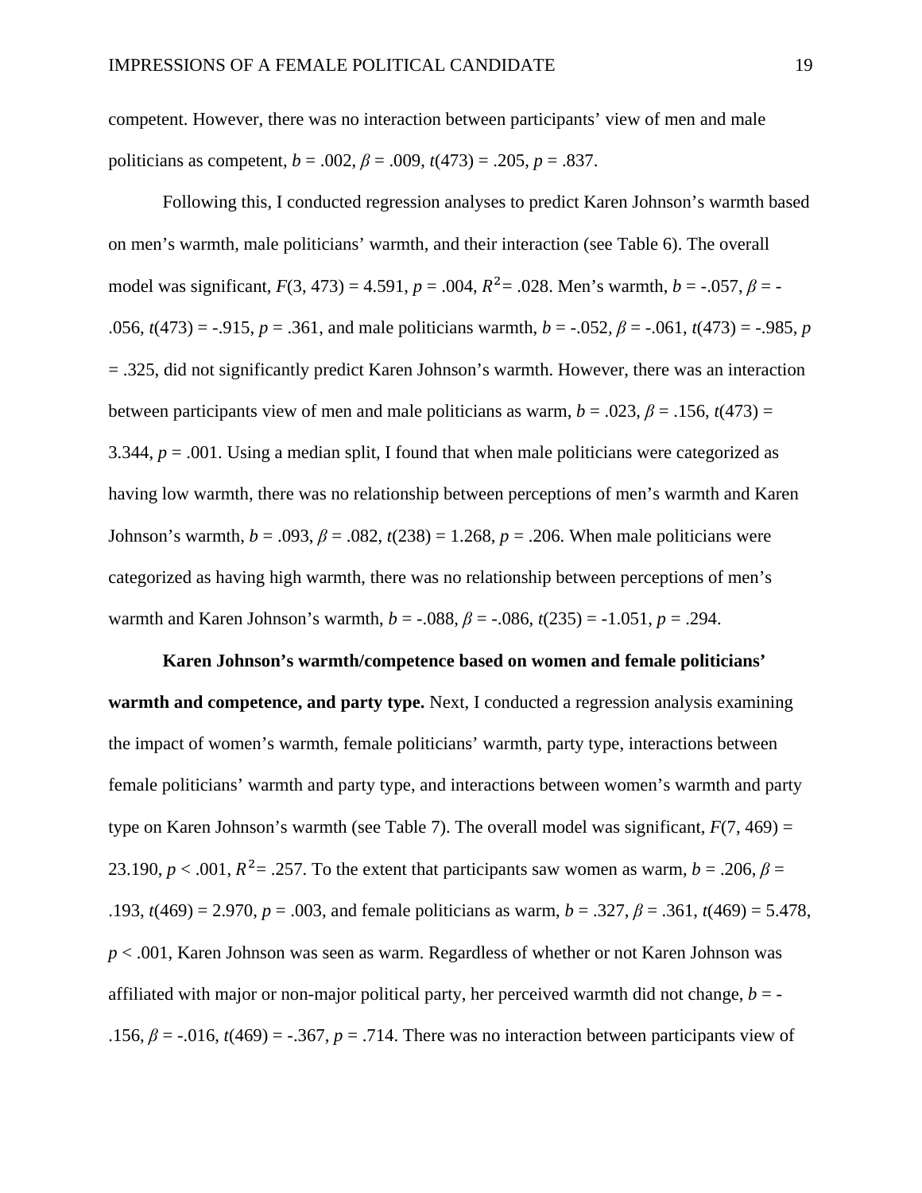competent. However, there was no interaction between participants' view of men and male politicians as competent, $b = .002$, $\beta = .009$, $t(473) = .205$, $p = .837$.

Following this, I conducted regression analyses to predict Karen Johnson's warmth based on men's warmth, male politicians' warmth, and their interaction (see Table 6). The overall model was significant, $F(3, 473) = 4.591$, $p = .004$, $R^2 = .028$. Men's warmth, $b = -.057$, $\beta = -.056$, $t(473) = -.915$, $p = .361$, and male politicians warmth, $b = -.052$, $\beta = -.061$, $t(473) = -.985$, $p = .325$, did not significantly predict Karen Johnson's warmth. However, there was an interaction between participants view of men and male politicians as warm, $b = .023$, $\beta = .156$, $t(473) = 3.344$, $p = .001$. Using a median split, I found that when male politicians were categorized as having low warmth, there was no relationship between perceptions of men's warmth and Karen Johnson's warmth, $b = .093$, $\beta = .082$, $t(238) = 1.268$, $p = .206$. When male politicians were categorized as having high warmth, there was no relationship between perceptions of men's warmth and Karen Johnson's warmth, $b = -.088$, $\beta = -.086$, $t(235) = -1.051$, $p = .294$.

**Karen Johnson's warmth/competence based on women and female politicians' warmth and competence, and party type.** Next, I conducted a regression analysis examining the impact of women's warmth, female politicians' warmth, party type, interactions between female politicians' warmth and party type, and interactions between women's warmth and party type on Karen Johnson's warmth (see Table 7). The overall model was significant, $F(7, 469) = 23.190$, $p < .001$, $R^2 = .257$. To the extent that participants saw women as warm, $b = .206$, $\beta = .193$, $t(469) = 2.970$, $p = .003$, and female politicians as warm, $b = .327$, $\beta = .361$, $t(469) = 5.478$, $p < .001$, Karen Johnson was seen as warm. Regardless of whether or not Karen Johnson was affiliated with major or non-major political party, her perceived warmth did not change, $b = -.156$, $\beta = -.016$, $t(469) = -.367$, $p = .714$. There was no interaction between participants view of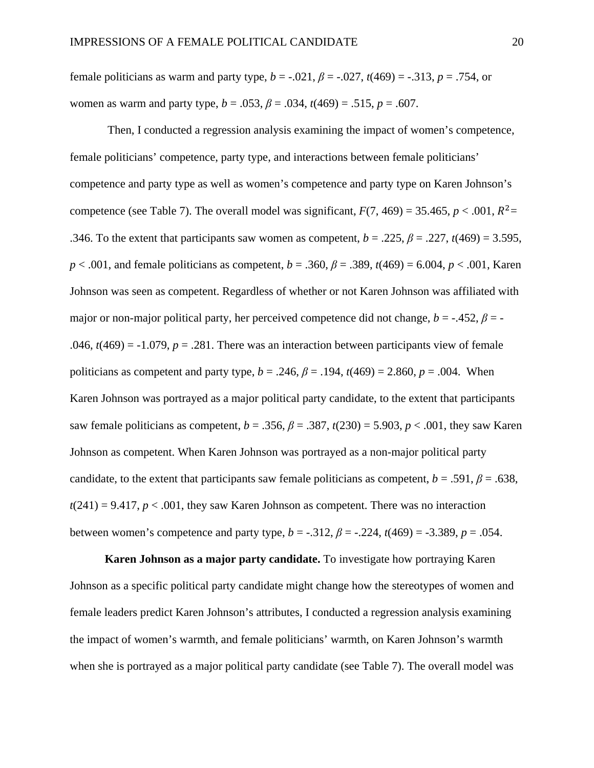female politicians as warm and party type, $b = -.021$, $\beta = -.027$, $t(469) = -.313$, $p = .754$, or women as warm and party type, $b = .053$, $\beta = .034$, $t(469) = .515$, $p = .607$.

Then, I conducted a regression analysis examining the impact of women's competence, female politicians' competence, party type, and interactions between female politicians' competence and party type as well as women's competence and party type on Karen Johnson's competence (see Table 7). The overall model was significant, $F(7, 469) = 35.465$, $p < .001$, $R^2 = .346$. To the extent that participants saw women as competent, $b = .225$, $\beta = .227$, $t(469) = 3.595$, $p < .001$, and female politicians as competent, $b = .360$, $\beta = .389$, $t(469) = 6.004$, $p < .001$, Karen Johnson was seen as competent. Regardless of whether or not Karen Johnson was affiliated with major or non-major political party, her perceived competence did not change, $b = -.452$, $\beta = -.046$, $t(469) = -1.079$, $p = .281$. There was an interaction between participants view of female politicians as competent and party type, $b = .246$, $\beta = .194$, $t(469) = 2.860$, $p = .004$. When Karen Johnson was portrayed as a major political party candidate, to the extent that participants saw female politicians as competent, $b = .356$, $\beta = .387$, $t(230) = 5.903$, $p < .001$, they saw Karen Johnson as competent. When Karen Johnson was portrayed as a non-major political party candidate, to the extent that participants saw female politicians as competent, $b = .591$, $\beta = .638$, $t(241) = 9.417$, $p < .001$, they saw Karen Johnson as competent. There was no interaction between women's competence and party type, $b = -.312$, $\beta = -.224$, $t(469) = -3.389$, $p = .054$.

**Karen Johnson as a major party candidate.** To investigate how portraying Karen Johnson as a specific political party candidate might change how the stereotypes of women and female leaders predict Karen Johnson's attributes, I conducted a regression analysis examining the impact of women's warmth, and female politicians' warmth, on Karen Johnson's warmth when she is portrayed as a major political party candidate (see Table 7). The overall model was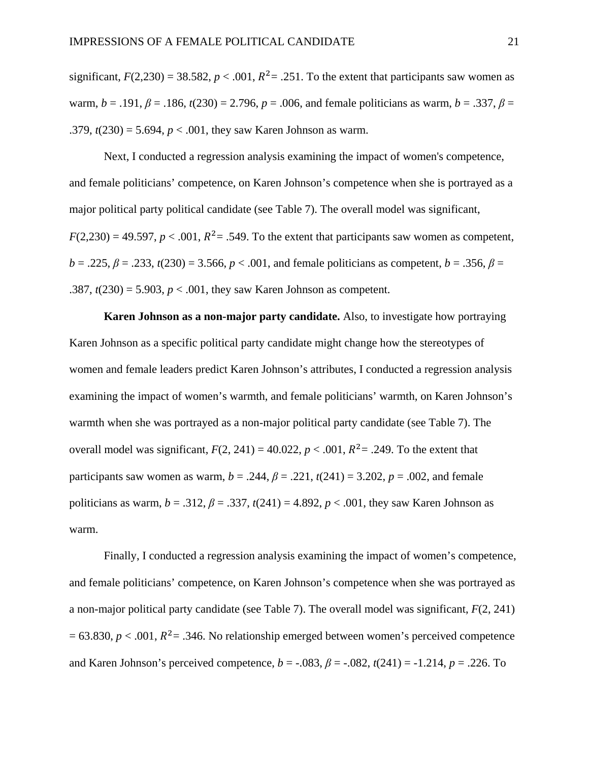significant, $F(2,230) = 38.582$, $p < .001$, $R^2 = .251$. To the extent that participants saw women as warm, $b = .191$, $\beta = .186$, $t(230) = 2.796$, $p = .006$, and female politicians as warm, $b = .337$, $\beta = .379$, $t(230) = 5.694$, $p < .001$, they saw Karen Johnson as warm.

Next, I conducted a regression analysis examining the impact of women's competence, and female politicians' competence, on Karen Johnson's competence when she is portrayed as a major political party political candidate (see Table 7). The overall model was significant, $F(2,230) = 49.597$, $p < .001$, $R^2 = .549$. To the extent that participants saw women as competent, $b = .225$, $\beta = .233$, $t(230) = 3.566$, $p < .001$, and female politicians as competent, $b = .356$, $\beta = .387$, $t(230) = 5.903$, $p < .001$, they saw Karen Johnson as competent.

**Karen Johnson as a non-major party candidate.** Also, to investigate how portraying Karen Johnson as a specific political party candidate might change how the stereotypes of women and female leaders predict Karen Johnson's attributes, I conducted a regression analysis examining the impact of women's warmth, and female politicians' warmth, on Karen Johnson's warmth when she was portrayed as a non-major political party candidate (see Table 7). The overall model was significant, $F(2, 241) = 40.022$, $p < .001$, $R^2 = .249$. To the extent that participants saw women as warm, $b = .244$, $\beta = .221$, $t(241) = 3.202$, $p = .002$, and female politicians as warm, $b = .312$, $\beta = .337$, $t(241) = 4.892$, $p < .001$, they saw Karen Johnson as warm.

Finally, I conducted a regression analysis examining the impact of women's competence, and female politicians' competence, on Karen Johnson's competence when she was portrayed as a non-major political party candidate (see Table 7). The overall model was significant, $F(2, 241) = 63.830$, $p < .001$, $R^2 = .346$. No relationship emerged between women's perceived competence and Karen Johnson's perceived competence, $b = -.083$, $\beta = -.082$, $t(241) = -1.214$, $p = .226$. To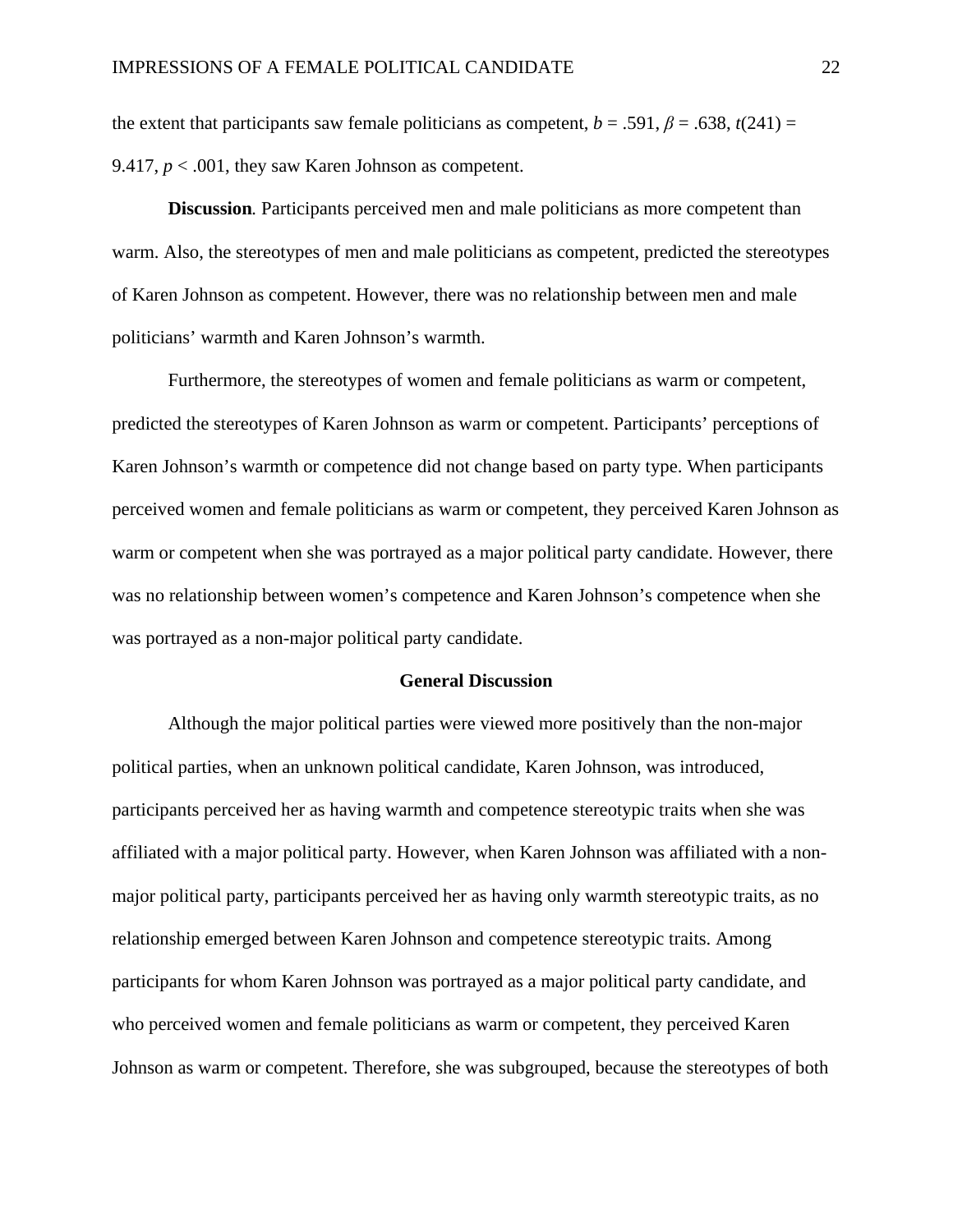the extent that participants saw female politicians as competent, $b = .591$, $\beta = .638$, $t(241) = 9.417$, $p < .001$, they saw Karen Johnson as competent.

**Discussion***.* Participants perceived men and male politicians as more competent than warm. Also, the stereotypes of men and male politicians as competent, predicted the stereotypes of Karen Johnson as competent. However, there was no relationship between men and male politicians' warmth and Karen Johnson's warmth.

Furthermore, the stereotypes of women and female politicians as warm or competent, predicted the stereotypes of Karen Johnson as warm or competent. Participants' perceptions of Karen Johnson's warmth or competence did not change based on party type. When participants perceived women and female politicians as warm or competent, they perceived Karen Johnson as warm or competent when she was portrayed as a major political party candidate. However, there was no relationship between women's competence and Karen Johnson's competence when she was portrayed as a non-major political party candidate.

## General Discussion

Although the major political parties were viewed more positively than the non-major political parties, when an unknown political candidate, Karen Johnson, was introduced, participants perceived her as having warmth and competence stereotypic traits when she was affiliated with a major political party. However, when Karen Johnson was affiliated with a non-major political party, participants perceived her as having only warmth stereotypic traits, as no relationship emerged between Karen Johnson and competence stereotypic traits. Among participants for whom Karen Johnson was portrayed as a major political party candidate, and who perceived women and female politicians as warm or competent, they perceived Karen Johnson as warm or competent. Therefore, she was subgrouped, because the stereotypes of both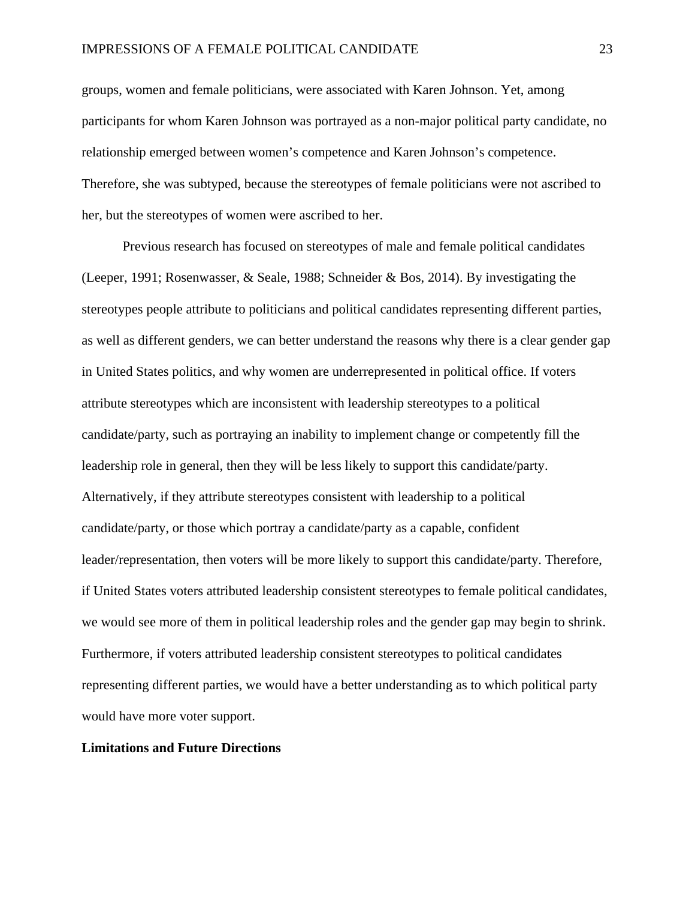groups, women and female politicians, were associated with Karen Johnson. Yet, among participants for whom Karen Johnson was portrayed as a non-major political party candidate, no relationship emerged between women's competence and Karen Johnson's competence. Therefore, she was subtyped, because the stereotypes of female politicians were not ascribed to her, but the stereotypes of women were ascribed to her.

Previous research has focused on stereotypes of male and female political candidates (Leeper, 1991; Rosenwasser, & Seale, 1988; Schneider & Bos, 2014). By investigating the stereotypes people attribute to politicians and political candidates representing different parties, as well as different genders, we can better understand the reasons why there is a clear gender gap in United States politics, and why women are underrepresented in political office. If voters attribute stereotypes which are inconsistent with leadership stereotypes to a political candidate/party, such as portraying an inability to implement change or competently fill the leadership role in general, then they will be less likely to support this candidate/party. Alternatively, if they attribute stereotypes consistent with leadership to a political candidate/party, or those which portray a candidate/party as a capable, confident leader/representation, then voters will be more likely to support this candidate/party. Therefore, if United States voters attributed leadership consistent stereotypes to female political candidates, we would see more of them in political leadership roles and the gender gap may begin to shrink. Furthermore, if voters attributed leadership consistent stereotypes to political candidates representing different parties, we would have a better understanding as to which political party would have more voter support.

## Limitations and Future Directions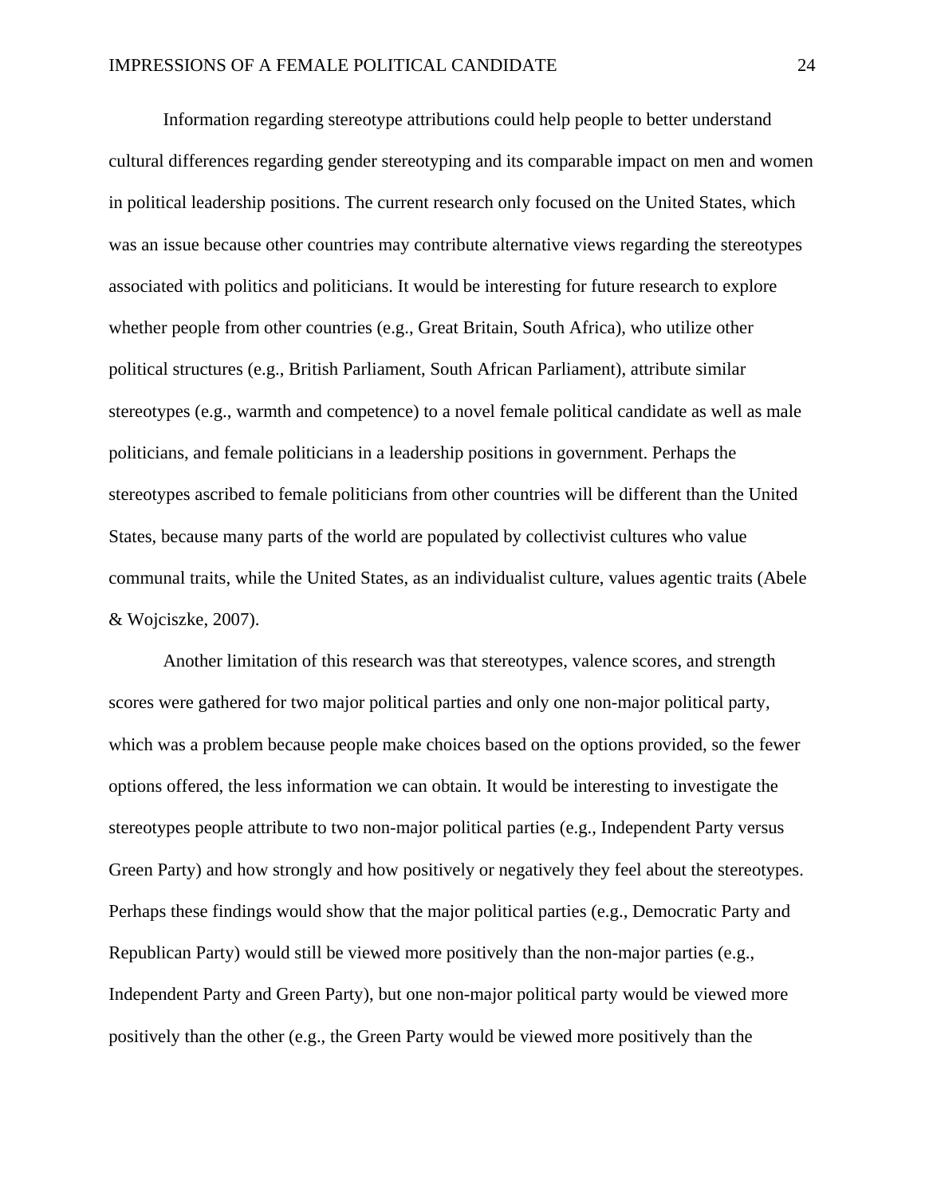Information regarding stereotype attributions could help people to better understand cultural differences regarding gender stereotyping and its comparable impact on men and women in political leadership positions. The current research only focused on the United States, which was an issue because other countries may contribute alternative views regarding the stereotypes associated with politics and politicians. It would be interesting for future research to explore whether people from other countries (e.g., Great Britain, South Africa), who utilize other political structures (e.g., British Parliament, South African Parliament), attribute similar stereotypes (e.g., warmth and competence) to a novel female political candidate as well as male politicians, and female politicians in a leadership positions in government. Perhaps the stereotypes ascribed to female politicians from other countries will be different than the United States, because many parts of the world are populated by collectivist cultures who value communal traits, while the United States, as an individualist culture, values agentic traits (Abele & Wojciszke, 2007).

Another limitation of this research was that stereotypes, valence scores, and strength scores were gathered for two major political parties and only one non-major political party, which was a problem because people make choices based on the options provided, so the fewer options offered, the less information we can obtain. It would be interesting to investigate the stereotypes people attribute to two non-major political parties (e.g., Independent Party versus Green Party) and how strongly and how positively or negatively they feel about the stereotypes. Perhaps these findings would show that the major political parties (e.g., Democratic Party and Republican Party) would still be viewed more positively than the non-major parties (e.g., Independent Party and Green Party), but one non-major political party would be viewed more positively than the other (e.g., the Green Party would be viewed more positively than the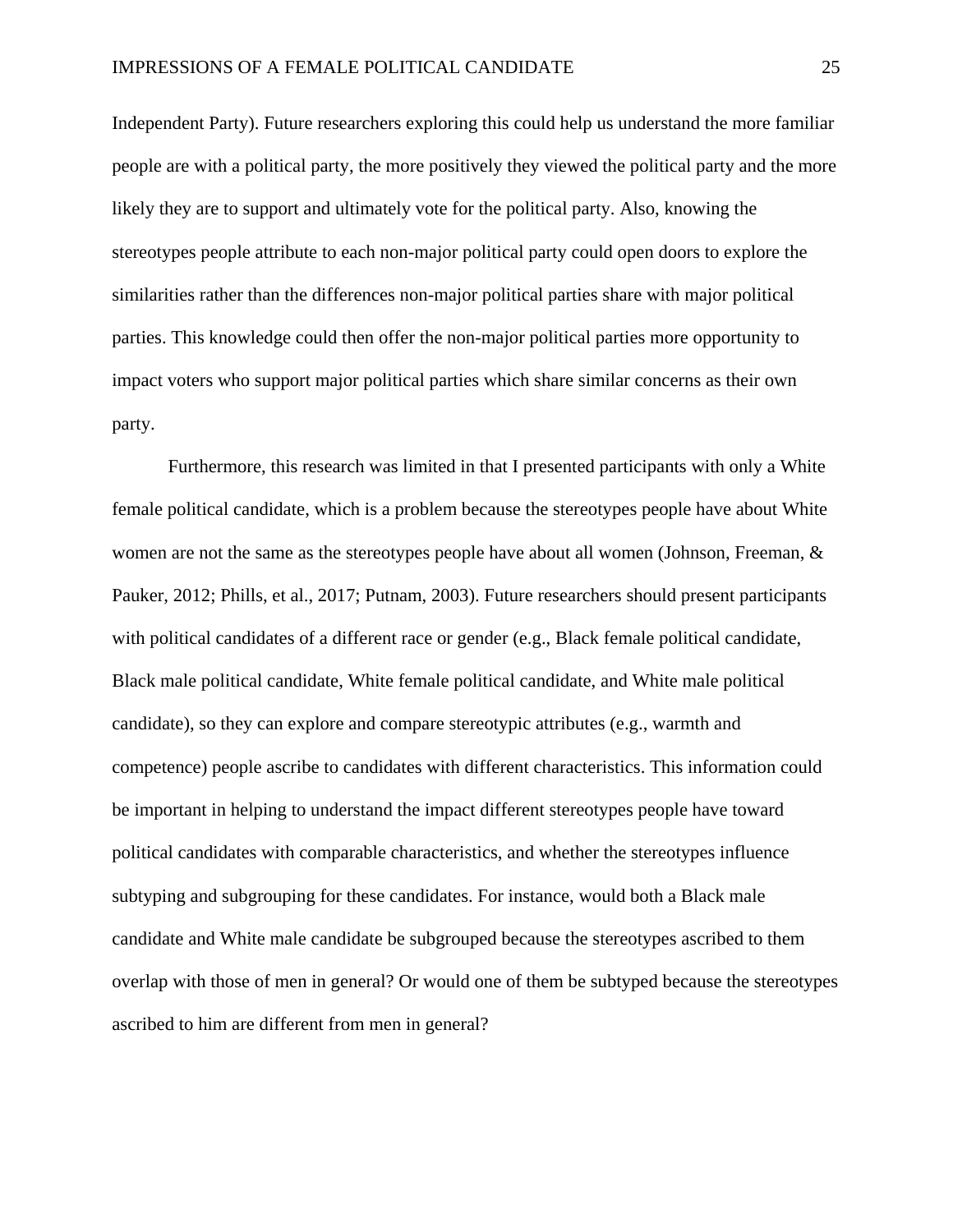Independent Party). Future researchers exploring this could help us understand the more familiar people are with a political party, the more positively they viewed the political party and the more likely they are to support and ultimately vote for the political party. Also, knowing the stereotypes people attribute to each non-major political party could open doors to explore the similarities rather than the differences non-major political parties share with major political parties. This knowledge could then offer the non-major political parties more opportunity to impact voters who support major political parties which share similar concerns as their own party.

Furthermore, this research was limited in that I presented participants with only a White female political candidate, which is a problem because the stereotypes people have about White women are not the same as the stereotypes people have about all women (Johnson, Freeman, & Pauker, 2012; Phills, et al., 2017; Putnam, 2003). Future researchers should present participants with political candidates of a different race or gender (e.g., Black female political candidate, Black male political candidate, White female political candidate, and White male political candidate), so they can explore and compare stereotypic attributes (e.g., warmth and competence) people ascribe to candidates with different characteristics. This information could be important in helping to understand the impact different stereotypes people have toward political candidates with comparable characteristics, and whether the stereotypes influence subtyping and subgrouping for these candidates. For instance, would both a Black male candidate and White male candidate be subgrouped because the stereotypes ascribed to them overlap with those of men in general? Or would one of them be subtyped because the stereotypes ascribed to him are different from men in general?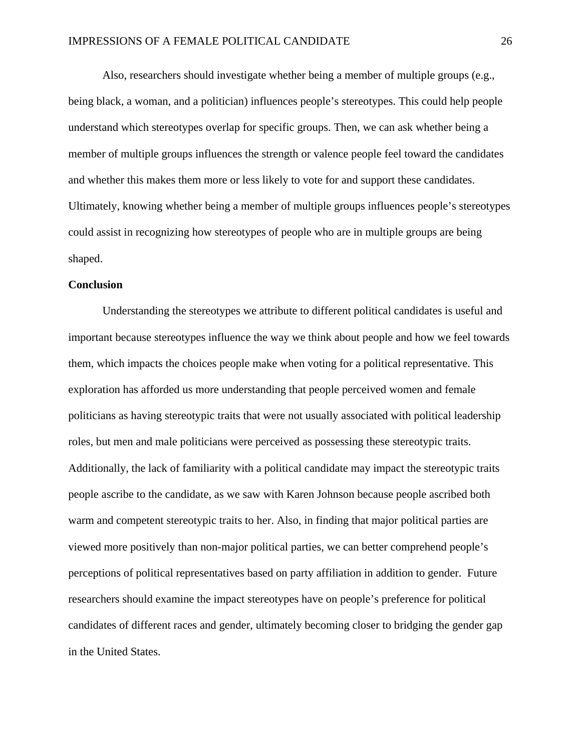Also, researchers should investigate whether being a member of multiple groups (e.g., being black, a woman, and a politician) influences people's stereotypes. This could help people understand which stereotypes overlap for specific groups. Then, we can ask whether being a member of multiple groups influences the strength or valence people feel toward the candidates and whether this makes them more or less likely to vote for and support these candidates. Ultimately, knowing whether being a member of multiple groups influences people's stereotypes could assist in recognizing how stereotypes of people who are in multiple groups are being shaped.

**Conclusion**

Understanding the stereotypes we attribute to different political candidates is useful and important because stereotypes influence the way we think about people and how we feel towards them, which impacts the choices people make when voting for a political representative. This exploration has afforded us more understanding that people perceived women and female politicians as having stereotypic traits that were not usually associated with political leadership roles, but men and male politicians were perceived as possessing these stereotypic traits. Additionally, the lack of familiarity with a political candidate may impact the stereotypic traits people ascribe to the candidate, as we saw with Karen Johnson because people ascribed both warm and competent stereotypic traits to her. Also, in finding that major political parties are viewed more positively than non-major political parties, we can better comprehend people's perceptions of political representatives based on party affiliation in addition to gender. Future researchers should examine the impact stereotypes have on people's preference for political candidates of different races and gender, ultimately becoming closer to bridging the gender gap in the United States.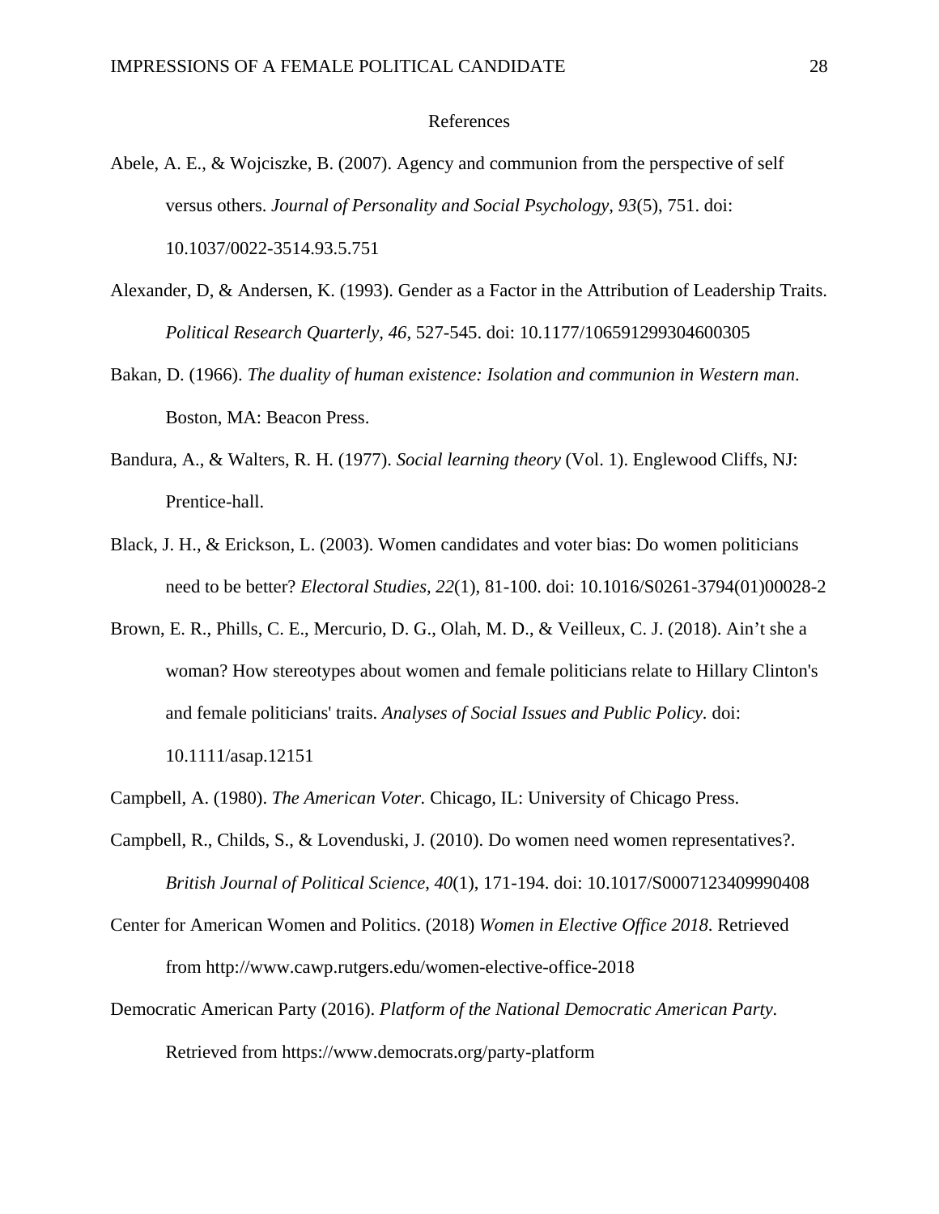# References

Abele, A. E., & Wojciszke, B. (2007). Agency and communion from the perspective of self versus others. *Journal of Personality and Social Psychology, 93*(5), 751. doi: 10.1037/0022-3514.93.5.751

Alexander, D, & Andersen, K. (1993). Gender as a Factor in the Attribution of Leadership Traits. *Political Research Quarterly*, *46*, 527-545. doi: 10.1177/106591299304600305

Bakan, D. (1966). *The duality of human existence: Isolation and communion in Western man*. Boston, MA: Beacon Press.

Bandura, A., & Walters, R. H. (1977). *Social learning theory* (Vol. 1). Englewood Cliffs, NJ: Prentice-hall.

Black, J. H., & Erickson, L. (2003). Women candidates and voter bias: Do women politicians need to be better? *Electoral Studies*, *22*(1), 81-100. doi: 10.1016/S0261-3794(01)00028-2

Brown, E. R., Phills, C. E., Mercurio, D. G., Olah, M. D., & Veilleux, C. J. (2018). Ain't she a woman? How stereotypes about women and female politicians relate to Hillary Clinton's and female politicians' traits. *Analyses of Social Issues and Public Policy*. doi: 10.1111/asap.12151

Campbell, A. (1980). *The American Voter.* Chicago, IL: University of Chicago Press.

Campbell, R., Childs, S., & Lovenduski, J. (2010). Do women need women representatives?. *British Journal of Political Science*, *40*(1), 171-194. doi: 10.1017/S0007123409990408

Center for American Women and Politics. (2018) *Women in Elective Office 2018*. Retrieved from http://www.cawp.rutgers.edu/women-elective-office-2018

Democratic American Party (2016). *Platform of the National Democratic American Party.* Retrieved from https://www.democrats.org/party-platform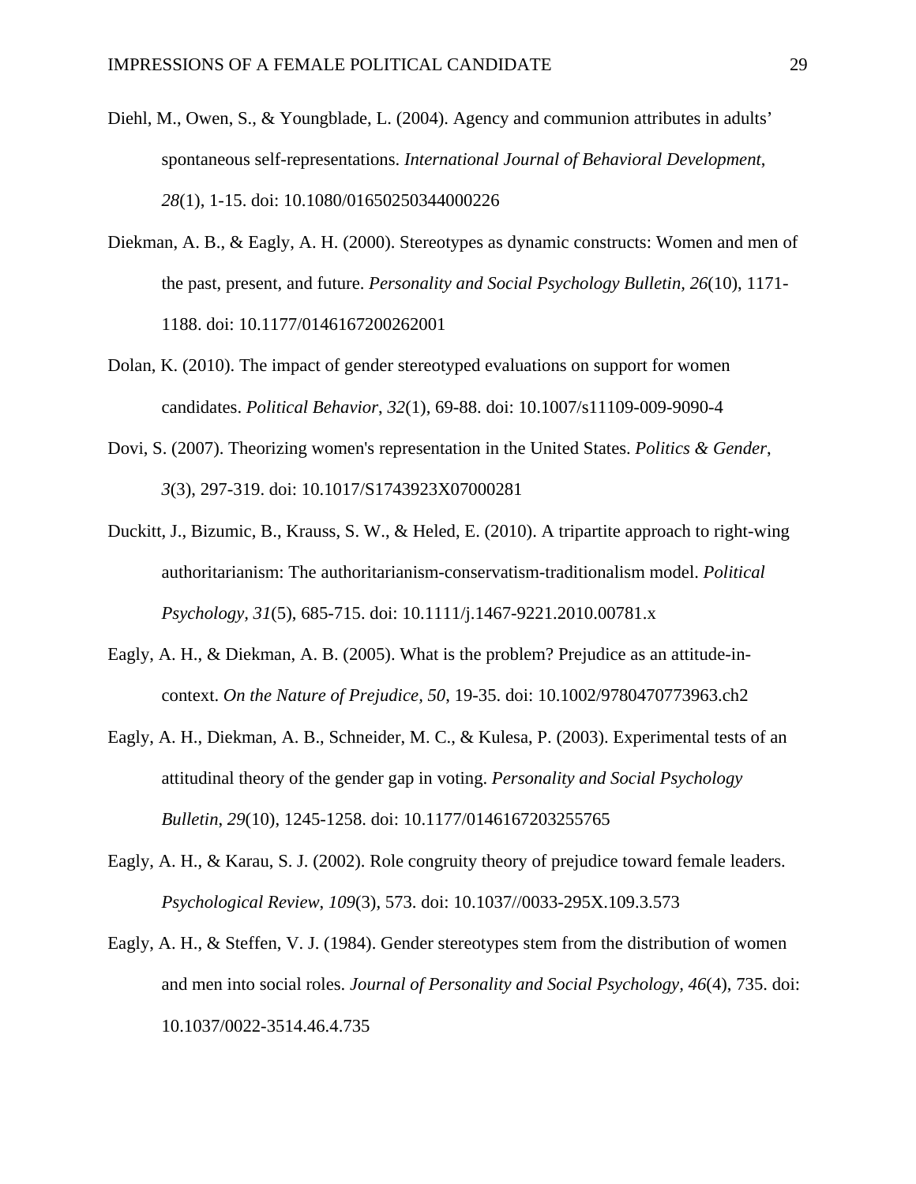Diehl, M., Owen, S., & Youngblade, L. (2004). Agency and communion attributes in adults' spontaneous self-representations. *International Journal of Behavioral Development*, *28*(1), 1-15. doi: 10.1080/01650250344000226

Diekman, A. B., & Eagly, A. H. (2000). Stereotypes as dynamic constructs: Women and men of the past, present, and future. *Personality and Social Psychology Bulletin*, *26*(10), 1171-1188. doi: 10.1177/0146167200262001

Dolan, K. (2010). The impact of gender stereotyped evaluations on support for women candidates. *Political Behavior*, *32*(1), 69-88. doi: 10.1007/s11109-009-9090-4

Dovi, S. (2007). Theorizing women's representation in the United States. *Politics & Gender*, *3*(3), 297-319. doi: 10.1017/S1743923X07000281

Duckitt, J., Bizumic, B., Krauss, S. W., & Heled, E. (2010). A tripartite approach to right-wing authoritarianism: The authoritarianism-conservatism-traditionalism model. *Political Psychology, 31*(5), 685-715. doi: 10.1111/j.1467-9221.2010.00781.x

Eagly, A. H., & Diekman, A. B. (2005). What is the problem? Prejudice as an attitude-in-context. *On the Nature of Prejudice*, *50*, 19-35. doi: 10.1002/9780470773963.ch2

Eagly, A. H., Diekman, A. B., Schneider, M. C., & Kulesa, P. (2003). Experimental tests of an attitudinal theory of the gender gap in voting. *Personality and Social Psychology Bulletin*, *29*(10), 1245-1258. doi: 10.1177/0146167203255765

Eagly, A. H., & Karau, S. J. (2002). Role congruity theory of prejudice toward female leaders. *Psychological Review*, *109*(3), 573. doi: 10.1037//0033-295X.109.3.573

Eagly, A. H., & Steffen, V. J. (1984). Gender stereotypes stem from the distribution of women and men into social roles. *Journal of Personality and Social Psychology, 46*(4), 735. doi: 10.1037/0022-3514.46.4.735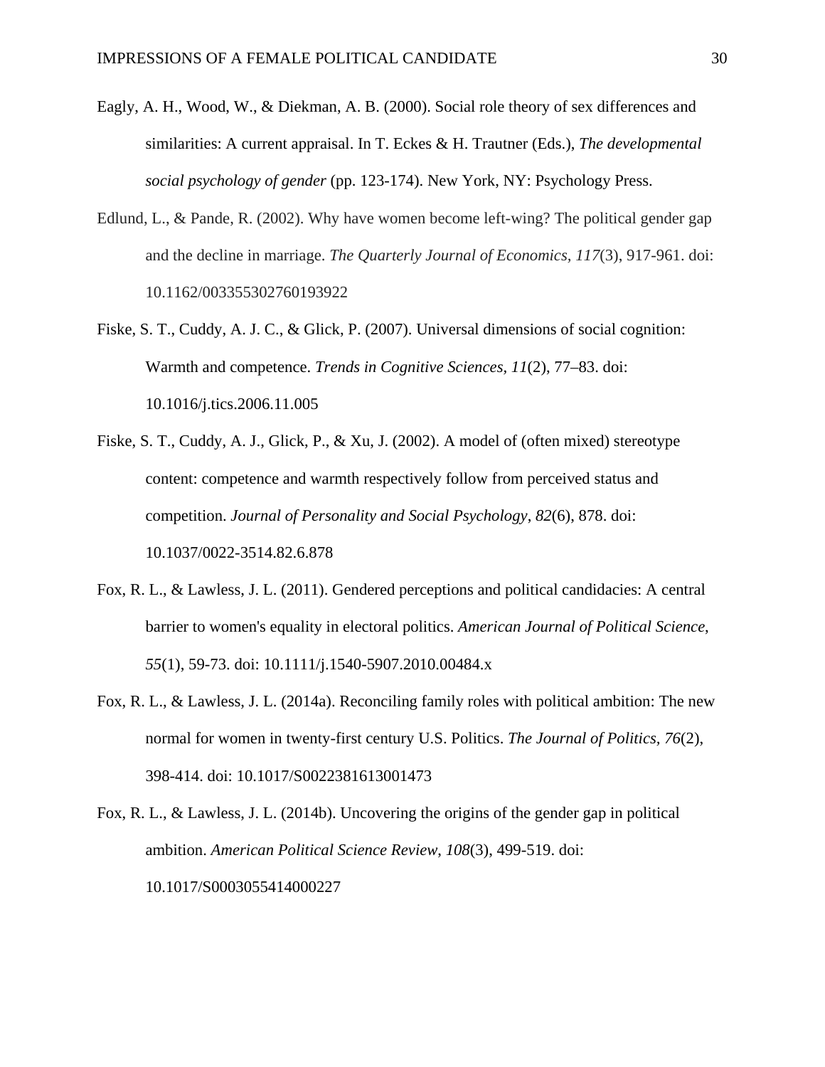Eagly, A. H., Wood, W., & Diekman, A. B. (2000). Social role theory of sex differences and similarities: A current appraisal. In T. Eckes & H. Trautner (Eds.), *The developmental social psychology of gender* (pp. 123-174). New York, NY: Psychology Press.

Edlund, L., & Pande, R. (2002). Why have women become left-wing? The political gender gap and the decline in marriage. *The Quarterly Journal of Economics, 117*(3), 917-961. doi: 10.1162/003355302760193922

Fiske, S. T., Cuddy, A. J. C., & Glick, P. (2007). Universal dimensions of social cognition: Warmth and competence. *Trends in Cognitive Sciences, 11*(2), 77–83. doi: 10.1016/j.tics.2006.11.005

Fiske, S. T., Cuddy, A. J., Glick, P., & Xu, J. (2002). A model of (often mixed) stereotype content: competence and warmth respectively follow from perceived status and competition. *Journal of Personality and Social Psychology*, *82*(6), 878. doi: 10.1037/0022-3514.82.6.878

Fox, R. L., & Lawless, J. L. (2011). Gendered perceptions and political candidacies: A central barrier to women's equality in electoral politics. *American Journal of Political Science, 55*(1), 59-73. doi: 10.1111/j.1540-5907.2010.00484.x

Fox, R. L., & Lawless, J. L. (2014a). Reconciling family roles with political ambition: The new normal for women in twenty-first century U.S. Politics. *The Journal of Politics, 76*(2), 398-414. doi: 10.1017/S0022381613001473

Fox, R. L., & Lawless, J. L. (2014b). Uncovering the origins of the gender gap in political ambition. *American Political Science Review*, *108*(3), 499-519. doi: 10.1017/S0003055414000227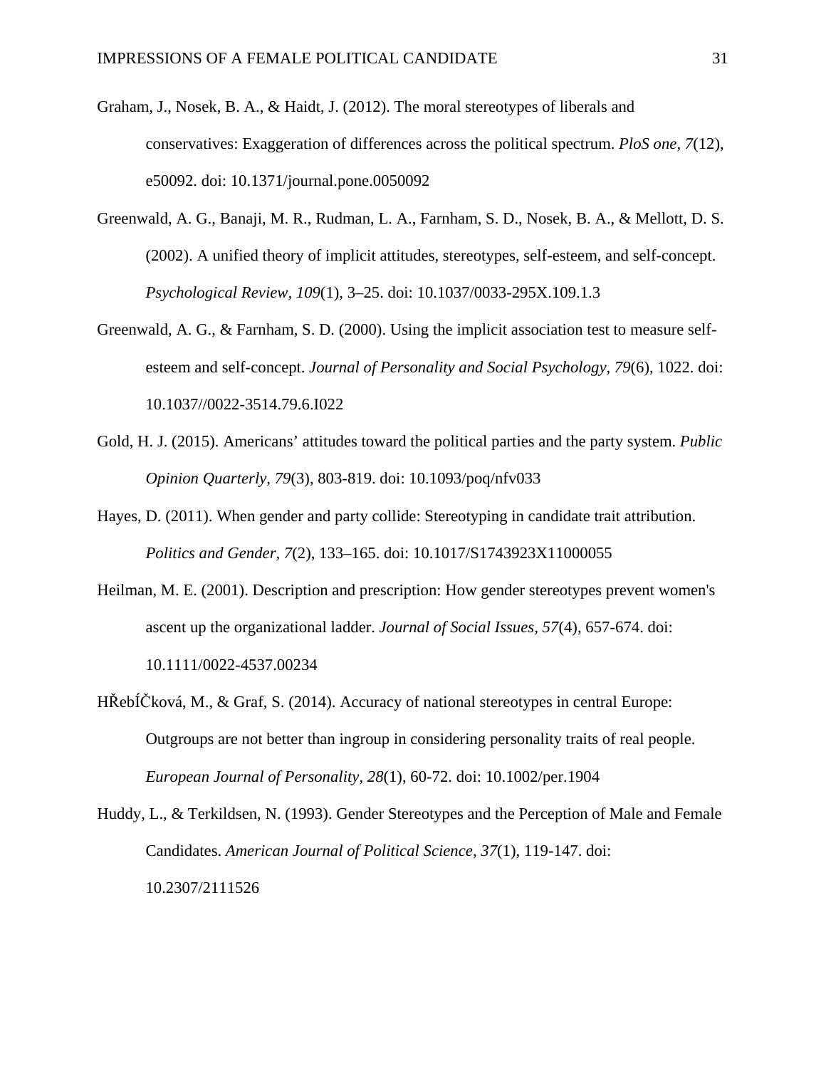Graham, J., Nosek, B. A., & Haidt, J. (2012). The moral stereotypes of liberals and conservatives: Exaggeration of differences across the political spectrum. *PloS one*, *7*(12), e50092. doi: 10.1371/journal.pone.0050092

Greenwald, A. G., Banaji, M. R., Rudman, L. A., Farnham, S. D., Nosek, B. A., & Mellott, D. S. (2002). A unified theory of implicit attitudes, stereotypes, self-esteem, and self-concept. *Psychological Review, 109*(1), 3–25. doi: 10.1037/0033-295X.109.1.3

Greenwald, A. G., & Farnham, S. D. (2000). Using the implicit association test to measure self-esteem and self-concept. *Journal of Personality and Social Psychology*, *79*(6), 1022. doi: 10.1037//0022-3514.79.6.I022

Gold, H. J. (2015). Americans' attitudes toward the political parties and the party system. *Public Opinion Quarterly*, *79*(3), 803-819. doi: 10.1093/poq/nfv033

Hayes, D. (2011). When gender and party collide: Stereotyping in candidate trait attribution. *Politics and Gender, 7*(2), 133–165. doi: 10.1017/S1743923X11000055

Heilman, M. E. (2001). Description and prescription: How gender stereotypes prevent women's ascent up the organizational ladder. *Journal of Social Issues, 57*(4), 657-674. doi: 10.1111/0022-4537.00234

HŘebÍČková, M., & Graf, S. (2014). Accuracy of national stereotypes in central Europe: Outgroups are not better than ingroup in considering personality traits of real people. *European Journal of Personality, 28*(1), 60-72. doi: 10.1002/per.1904

Huddy, L., & Terkildsen, N. (1993). Gender Stereotypes and the Perception of Male and Female Candidates. *American Journal of Political Science, 37*(1), 119-147. doi: 10.2307/2111526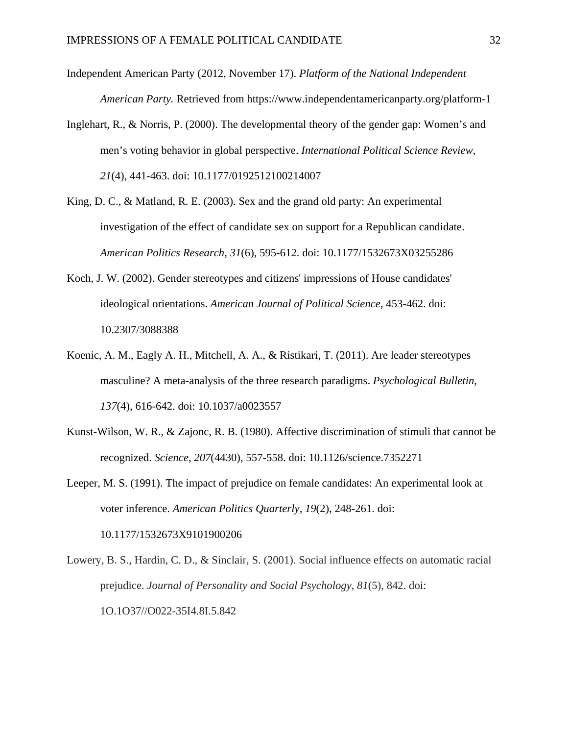Independent American Party (2012, November 17). *Platform of the National Independent American Party.* Retrieved from https://www.independentamericanparty.org/platform-1

Inglehart, R., & Norris, P. (2000). The developmental theory of the gender gap: Women's and men's voting behavior in global perspective. *International Political Science Review, 21*(4), 441-463. doi: 10.1177/0192512100214007

King, D. C., & Matland, R. E. (2003). Sex and the grand old party: An experimental investigation of the effect of candidate sex on support for a Republican candidate. *American Politics Research, 31*(6), 595-612. doi: 10.1177/1532673X03255286

Koch, J. W. (2002). Gender stereotypes and citizens' impressions of House candidates' ideological orientations. *American Journal of Political Science*, 453-462. doi: 10.2307/3088388

Koenic, A. M., Eagly A. H., Mitchell, A. A., & Ristikari, T. (2011). Are leader stereotypes masculine? A meta-analysis of the three research paradigms. *Psychological Bulletin, 137*(4), 616-642. doi: 10.1037/a0023557

Kunst-Wilson, W. R., & Zajonc, R. B. (1980). Affective discrimination of stimuli that cannot be recognized. *Science, 207*(4430), 557-558. doi: 10.1126/science.7352271

Leeper, M. S. (1991). The impact of prejudice on female candidates: An experimental look at voter inference. *American Politics Quarterly, 19*(2), 248-261. doi: 10.1177/1532673X9101900206

Lowery, B. S., Hardin, C. D., & Sinclair, S. (2001). Social influence effects on automatic racial prejudice. *Journal of Personality and Social Psychology*, *81*(5), 842. doi: 1O.1O37//O022-35I4.8I.5.842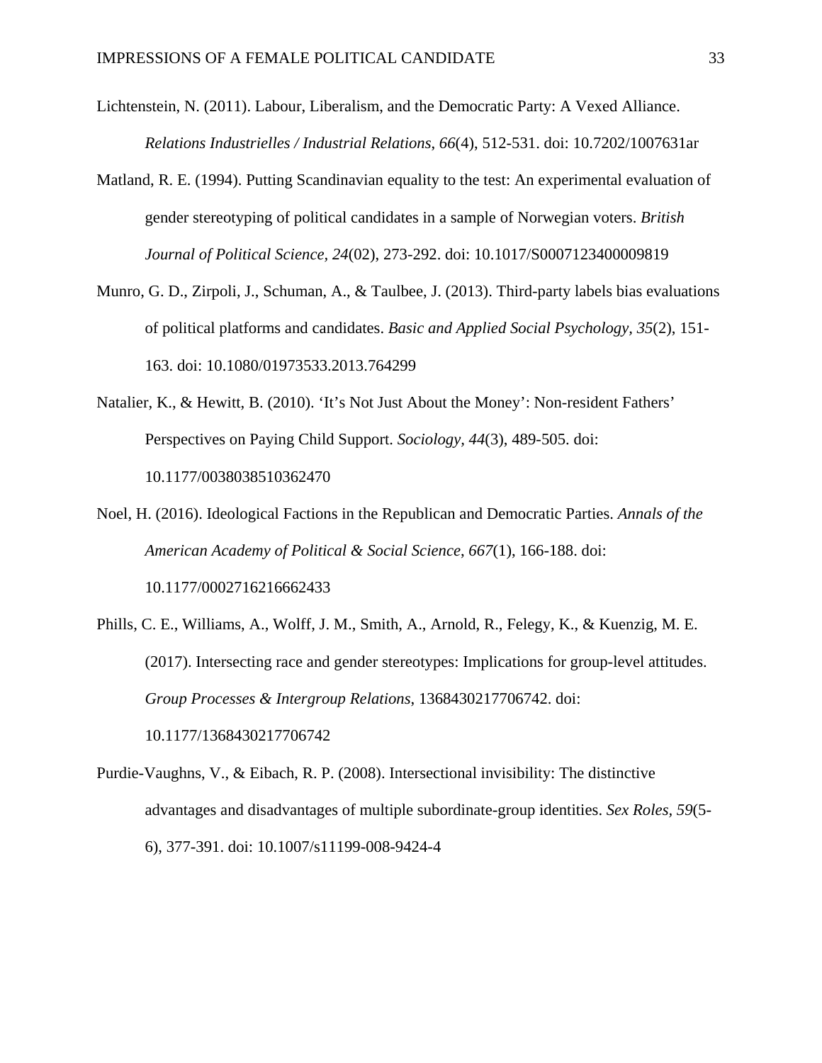Lichtenstein, N. (2011). Labour, Liberalism, and the Democratic Party: A Vexed Alliance. *Relations Industrielles / Industrial Relations*, *66*(4), 512-531. doi: 10.7202/1007631ar

Matland, R. E. (1994). Putting Scandinavian equality to the test: An experimental evaluation of gender stereotyping of political candidates in a sample of Norwegian voters. *British Journal of Political Science, 24*(02), 273-292. doi: 10.1017/S0007123400009819

Munro, G. D., Zirpoli, J., Schuman, A., & Taulbee, J. (2013). Third-party labels bias evaluations of political platforms and candidates. *Basic and Applied Social Psychology*, *35*(2), 151-163. doi: 10.1080/01973533.2013.764299

Natalier, K., & Hewitt, B. (2010). 'It's Not Just About the Money': Non-resident Fathers' Perspectives on Paying Child Support. *Sociology*, *44*(3), 489-505. doi: 10.1177/0038038510362470

Noel, H. (2016). Ideological Factions in the Republican and Democratic Parties. *Annals of the American Academy of Political & Social Science*, *667*(1), 166-188. doi: 10.1177/0002716216662433

Phills, C. E., Williams, A., Wolff, J. M., Smith, A., Arnold, R., Felegy, K., & Kuenzig, M. E. (2017). Intersecting race and gender stereotypes: Implications for group-level attitudes. *Group Processes & Intergroup Relations*, 1368430217706742. doi: 10.1177/1368430217706742

Purdie-Vaughns, V., & Eibach, R. P. (2008). Intersectional invisibility: The distinctive advantages and disadvantages of multiple subordinate-group identities. *Sex Roles*, *59*(5-6), 377-391. doi: 10.1007/s11199-008-9424-4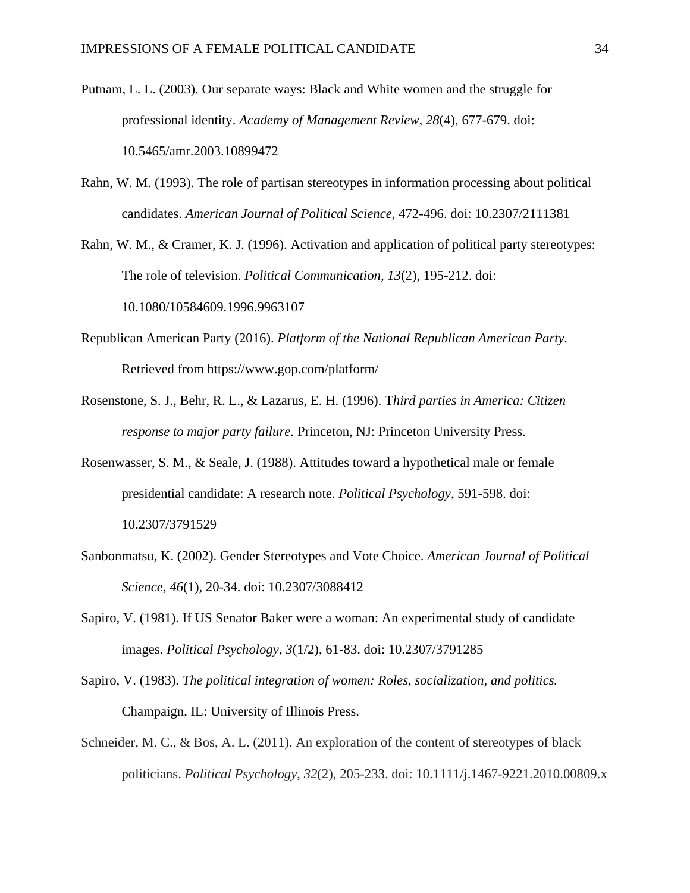Putnam, L. L. (2003). Our separate ways: Black and White women and the struggle for professional identity. *Academy of Management Review, 28*(4), 677-679. doi: 10.5465/amr.2003.10899472

Rahn, W. M. (1993). The role of partisan stereotypes in information processing about political candidates. *American Journal of Political Science*, 472-496. doi: 10.2307/2111381

Rahn, W. M., & Cramer, K. J. (1996). Activation and application of political party stereotypes: The role of television. *Political Communication*, *13*(2), 195-212. doi: 10.1080/10584609.1996.9963107

Republican American Party (2016). *Platform of the National Republican American Party*. Retrieved from https://www.gop.com/platform/

Rosenstone, S. J., Behr, R. L., & Lazarus, E. H. (1996). T*hird parties in America: Citizen response to major party failure.* Princeton, NJ: Princeton University Press.

Rosenwasser, S. M., & Seale, J. (1988). Attitudes toward a hypothetical male or female presidential candidate: A research note. *Political Psychology*, 591-598. doi: 10.2307/3791529

Sanbonmatsu, K. (2002). Gender Stereotypes and Vote Choice. *American Journal of Political Science, 46*(1), 20-34. doi: 10.2307/3088412

Sapiro, V. (1981). If US Senator Baker were a woman: An experimental study of candidate images. *Political Psychology*, *3*(1/2), 61-83. doi: 10.2307/3791285

Sapiro, V. (1983). *The political integration of women: Roles, socialization, and politics.* Champaign, IL: University of Illinois Press.

Schneider, M. C., & Bos, A. L. (2011). An exploration of the content of stereotypes of black politicians. *Political Psychology*, *32*(2), 205-233. doi: 10.1111/j.1467-9221.2010.00809.x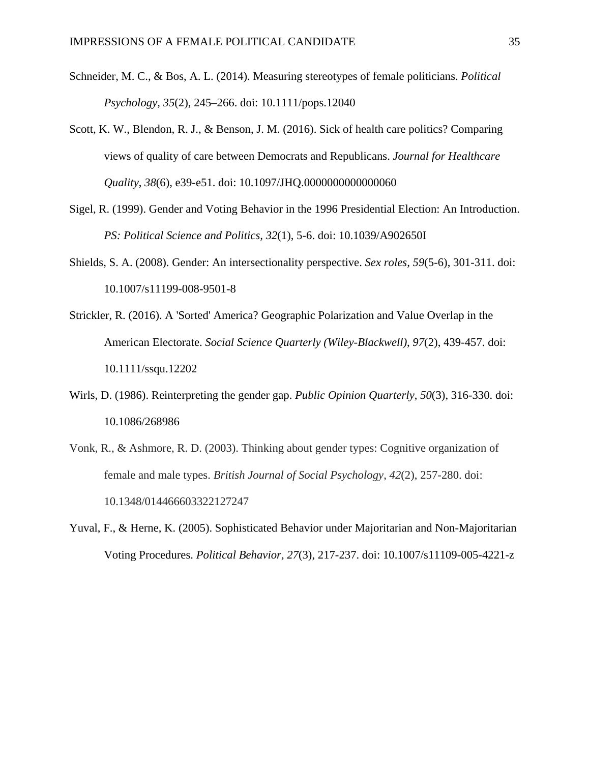Schneider, M. C., & Bos, A. L. (2014). Measuring stereotypes of female politicians. *Political Psychology, 35*(2), 245–266. doi: 10.1111/pops.12040

Scott, K. W., Blendon, R. J., & Benson, J. M. (2016). Sick of health care politics? Comparing views of quality of care between Democrats and Republicans. *Journal for Healthcare Quality*, *38*(6), e39-e51. doi: 10.1097/JHQ.0000000000000060

Sigel, R. (1999). Gender and Voting Behavior in the 1996 Presidential Election: An Introduction. *PS: Political Science and Politics*, *32*(1), 5-6. doi: 10.1039/A902650I

Shields, S. A. (2008). Gender: An intersectionality perspective. *Sex roles, 59*(5-6), 301-311. doi: 10.1007/s11199-008-9501-8

Strickler, R. (2016). A 'Sorted' America? Geographic Polarization and Value Overlap in the American Electorate. *Social Science Quarterly (Wiley-Blackwell)*, *97*(2), 439-457. doi: 10.1111/ssqu.12202

Wirls, D. (1986). Reinterpreting the gender gap. *Public Opinion Quarterly*, *50*(3), 316-330. doi: 10.1086/268986

Vonk, R., & Ashmore, R. D. (2003). Thinking about gender types: Cognitive organization of female and male types. *British Journal of Social Psychology*, *42*(2), 257-280. doi: 10.1348/014466603322127247

Yuval, F., & Herne, K. (2005). Sophisticated Behavior under Majoritarian and Non-Majoritarian Voting Procedures. *Political Behavior, 27*(3), 217-237. doi: 10.1007/s11109-005-4221-z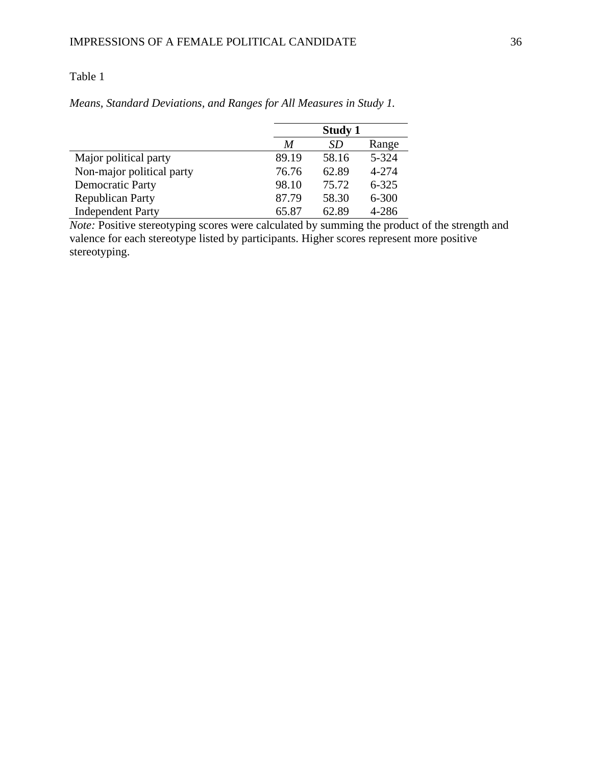Table 1

*Means, Standard Deviations, and Ranges for All Measures in Study 1.*

| | **Study 1** | | |
|---|---|---|---|
| | *M* | *SD* | Range |
| Major political party | 89.19 | 58.16 | 5-324 |
| Non-major political party | 76.76 | 62.89 | 4-274 |
| Democratic Party | 98.10 | 75.72 | 6-325 |
| Republican Party | 87.79 | 58.30 | 6-300 |
| Independent Party | 65.87 | 62.89 | 4-286 |

*Note:* Positive stereotyping scores were calculated by summing the product of the strength and valence for each stereotype listed by participants. Higher scores represent more positive stereotyping.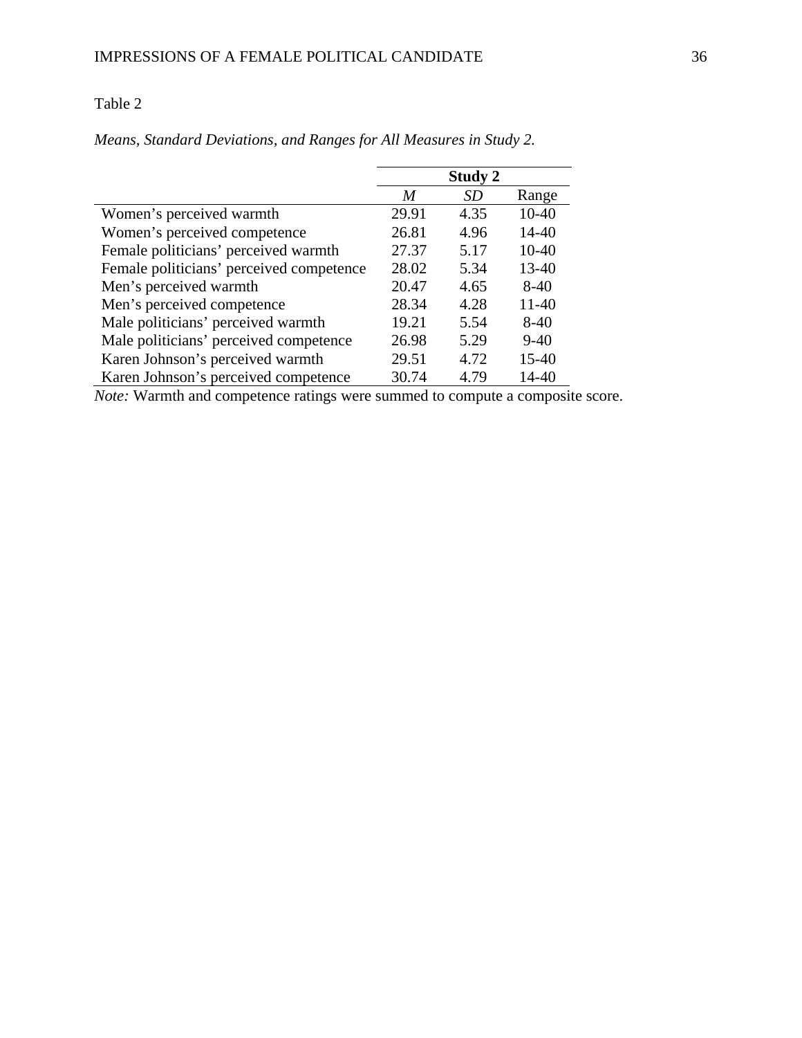Table 2

*Means, Standard Deviations, and Ranges for All Measures in Study 2.*

| | **Study 2** | | |
|---|---|---|---|
| | *M* | *SD* | Range |
| Women's perceived warmth | 29.91 | 4.35 | 10-40 |
| Women's perceived competence | 26.81 | 4.96 | 14-40 |
| Female politicians' perceived warmth | 27.37 | 5.17 | 10-40 |
| Female politicians' perceived competence | 28.02 | 5.34 | 13-40 |
| Men's perceived warmth | 20.47 | 4.65 | 8-40 |
| Men's perceived competence | 28.34 | 4.28 | 11-40 |
| Male politicians' perceived warmth | 19.21 | 5.54 | 8-40 |
| Male politicians' perceived competence | 26.98 | 5.29 | 9-40 |
| Karen Johnson's perceived warmth | 29.51 | 4.72 | 15-40 |
| Karen Johnson's perceived competence | 30.74 | 4.79 | 14-40 |

*Note:* Warmth and competence ratings were summed to compute a composite score.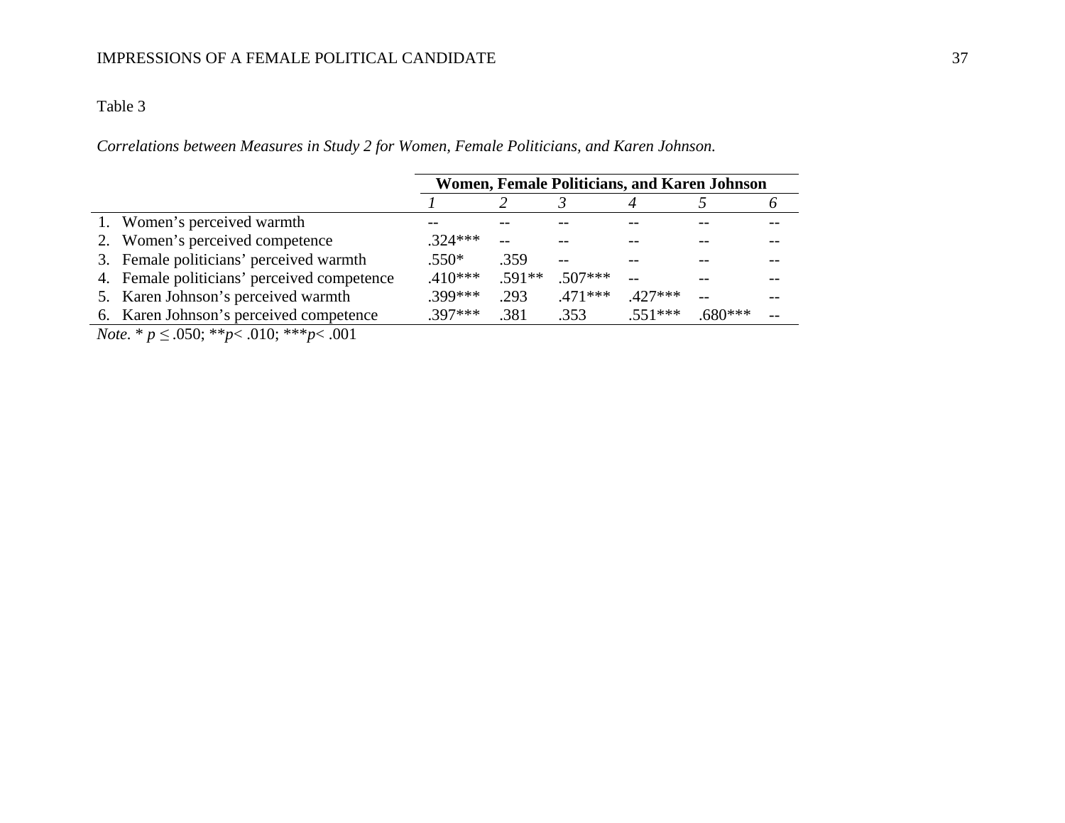Table 3

*Correlations between Measures in Study 2 for Women, Female Politicians, and Karen Johnson.*

| | **Women, Female Politicians, and Karen Johnson** | | | | | |
|---|---|---|---|---|---|---|
| | *1* | *2* | *3* | *4* | *5* | *6* |
| 1. Women's perceived warmth | -- | -- | -- | -- | -- | -- |
| 2. Women's perceived competence | .324*** | -- | -- | -- | -- | -- |
| 3. Female politicians' perceived warmth | .550* | .359 | -- | -- | -- | -- |
| 4. Female politicians' perceived competence | .410*** | .591** | .507*** | -- | -- | -- |
| 5. Karen Johnson's perceived warmth | .399*** | .293 | .471*** | .427*** | -- | -- |
| 6. Karen Johnson's perceived competence | .397*** | .381 | .353 | .551*** | .680*** | -- |

*Note*. * $p \leq .050$; ** $p < .010$; *** $p < .001$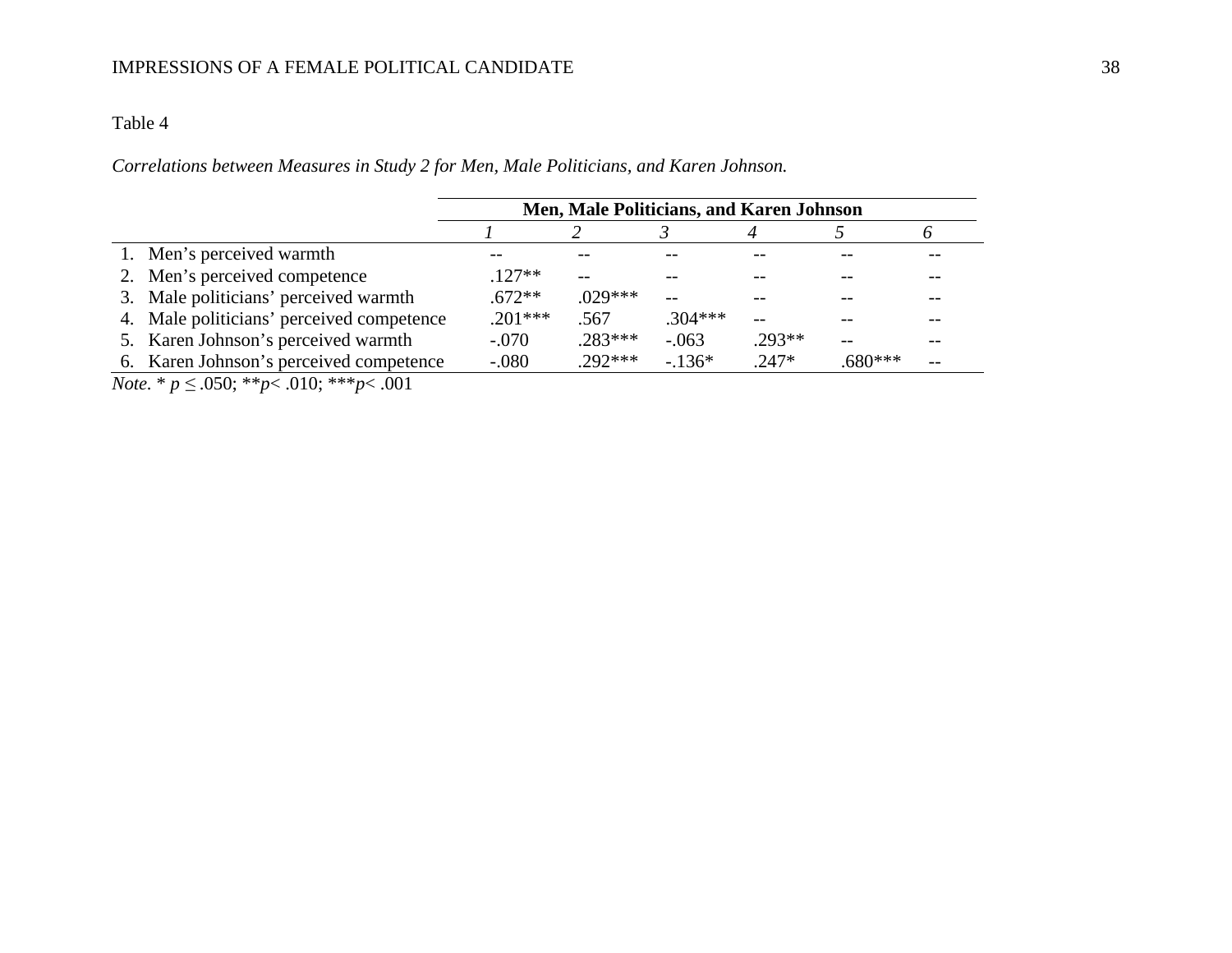Table 4

*Correlations between Measures in Study 2 for Men, Male Politicians, and Karen Johnson.*

| | **Men, Male Politicians, and Karen Johnson** | | | | | |
|---|---|---|---|---|---|---|
| | *1* | *2* | *3* | *4* | *5* | *6* |
| 1. Men's perceived warmth | -- | -- | -- | -- | -- | -- |
| 2. Men's perceived competence | .127** | -- | -- | -- | -- | -- |
| 3. Male politicians' perceived warmth | .672** | .029*** | -- | -- | -- | -- |
| 4. Male politicians' perceived competence | .201*** | .567 | .304*** | -- | -- | -- |
| 5. Karen Johnson's perceived warmth | -.070 | .283*** | -.063 | .293** | -- | -- |
| 6. Karen Johnson's perceived competence | -.080 | .292*** | -.136* | .247* | .680*** | -- |

*Note.* * $p \leq .050$; ** $p < .010$; *** $p < .001$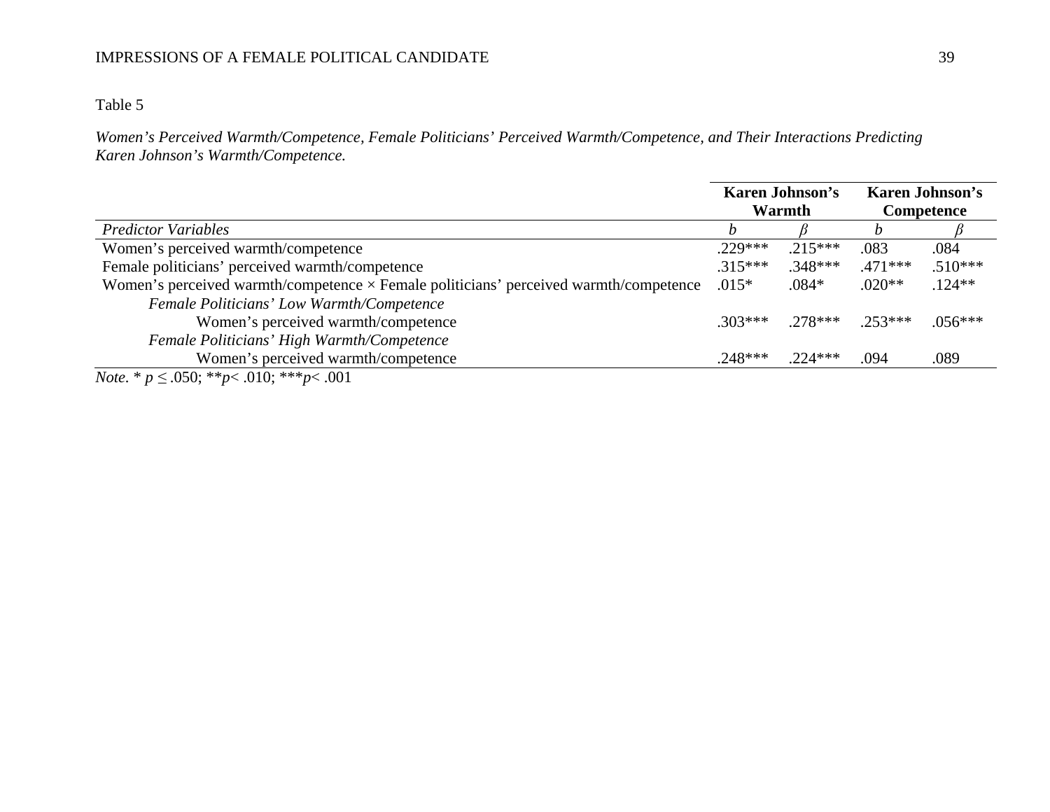Table 5

*Women's Perceived Warmth/Competence, Female Politicians' Perceived Warmth/Competence, and Their Interactions Predicting Karen Johnson's Warmth/Competence.*

| | **Karen Johnson's Warmth** | | **Karen Johnson's Competence** | |
|---|---|---|---|---|
| *Predictor Variables* | *b* | *β* | *b* | *β* |
| Women's perceived warmth/competence | .229*** | .215*** | .083 | .084 |
| Female politicians' perceived warmth/competence | .315*** | .348*** | .471*** | .510*** |
| Women's perceived warmth/competence × Female politicians' perceived warmth/competence | .015* | .084* | .020** | .124** |
| *Female Politicians' Low Warmth/Competence* | | | | |
| Women's perceived warmth/competence | .303*** | .278*** | .253*** | .056*** |
| *Female Politicians' High Warmth/Competence* | | | | |
| Women's perceived warmth/competence | .248*** | .224*** | .094 | .089 |

*Note.* * $p \leq .050$; ** $p < .010$; *** $p < .001$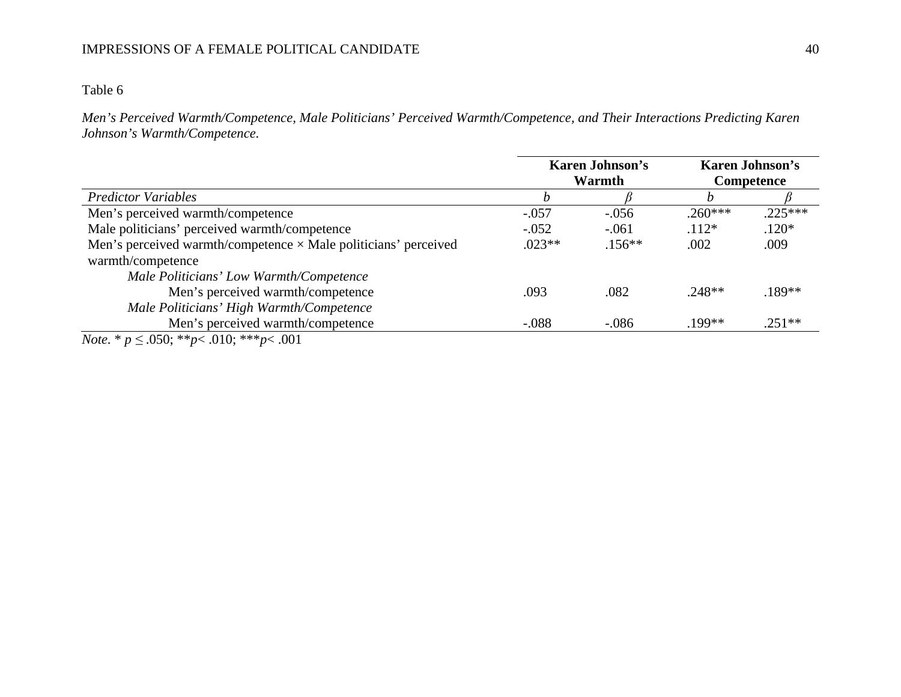Table 6

*Men's Perceived Warmth/Competence, Male Politicians' Perceived Warmth/Competence, and Their Interactions Predicting Karen Johnson's Warmth/Competence.*

| | **Karen Johnson's Warmth** | | **Karen Johnson's Competence** | |
|---|---|---|---|---|
| *Predictor Variables* | *b* | *β* | *b* | *β* |
| Men's perceived warmth/competence | -.057 | -.056 | .260*** | .225*** |
| Male politicians' perceived warmth/competence | -.052 | -.061 | .112* | .120* |
| Men's perceived warmth/competence × Male politicians' perceived warmth/competence | .023** | .156** | .002 | .009 |
| *Male Politicians' Low Warmth/Competence* | | | | |
| Men's perceived warmth/competence | .093 | .082 | .248** | .189** |
| *Male Politicians' High Warmth/Competence* | | | | |
| Men's perceived warmth/competence | -.088 | -.086 | .199** | .251** |

*Note.* * $p \leq .050$; ** $p < .010$; *** $p < .001$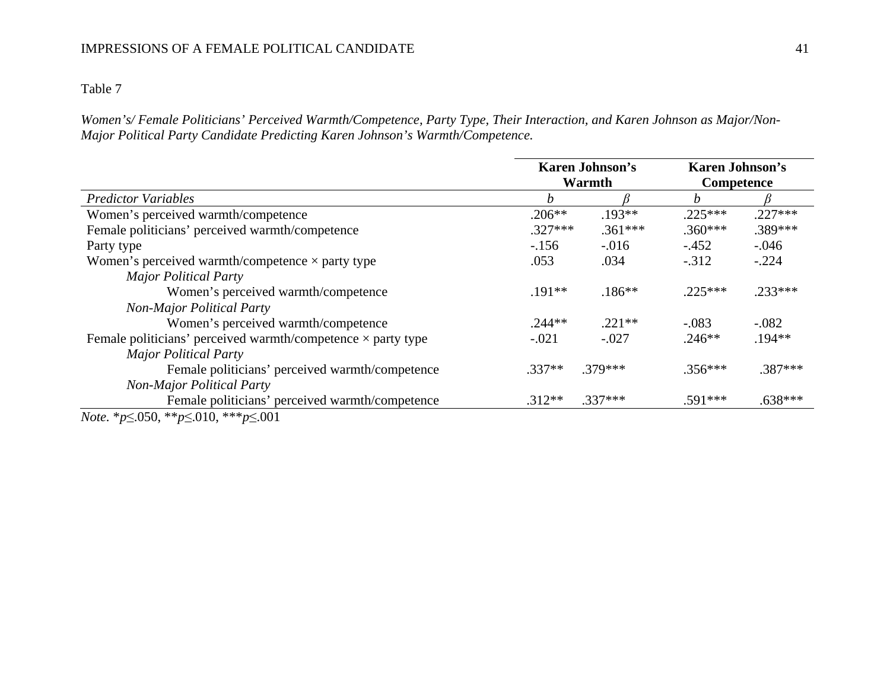Table 7

*Women's/ Female Politicians' Perceived Warmth/Competence, Party Type, Their Interaction, and Karen Johnson as Major/Non-Major Political Party Candidate Predicting Karen Johnson's Warmth/Competence.*

| | **Karen Johnson's Warmth** | | **Karen Johnson's Competence** | |
|---|---|---|---|---|
| *Predictor Variables* | *b* | *β* | *b* | *β* |
| Women's perceived warmth/competence | .206** | .193** | .225*** | .227*** |
| Female politicians' perceived warmth/competence | .327*** | .361*** | .360*** | .389*** |
| Party type | -.156 | -.016 | -.452 | -.046 |
| Women's perceived warmth/competence × party type | .053 | .034 | -.312 | -.224 |
| *Major Political Party* | | | | |
| Women's perceived warmth/competence | .191** | .186** | .225*** | .233*** |
| *Non-Major Political Party* | | | | |
| Women's perceived warmth/competence | .244** | .221** | -.083 | -.082 |
| Female politicians' perceived warmth/competence × party type | -.021 | -.027 | .246** | .194** |
| *Major Political Party* | | | | |
| Female politicians' perceived warmth/competence | .337** | .379*** | .356*** | .387*** |
| *Non-Major Political Party* | | | | |
| Female politicians' perceived warmth/competence | .312** | .337*** | .591*** | .638*** |

*Note.* \*$p \leq .050$, \*\*$p \leq .010$, \*\*\*$p \leq .001$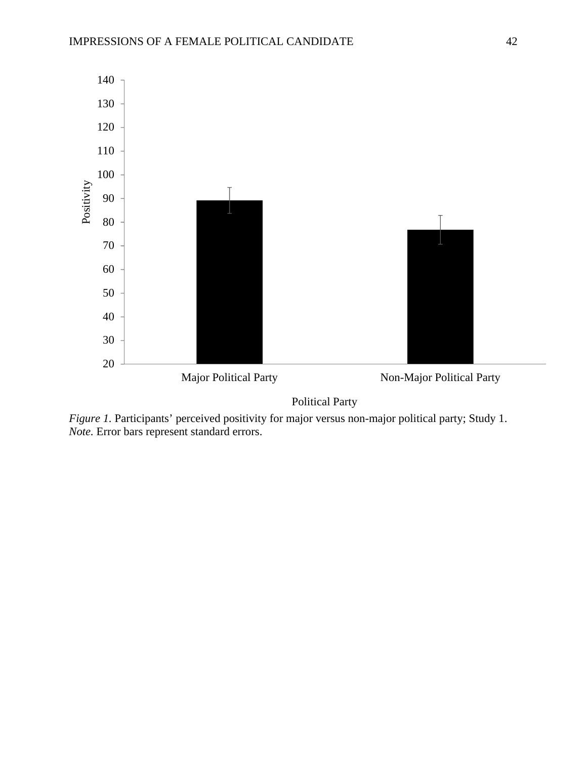*Figure 1.* Participants' perceived positivity for major versus non-major political party; Study 1.
*Note.* Error bars represent standard errors.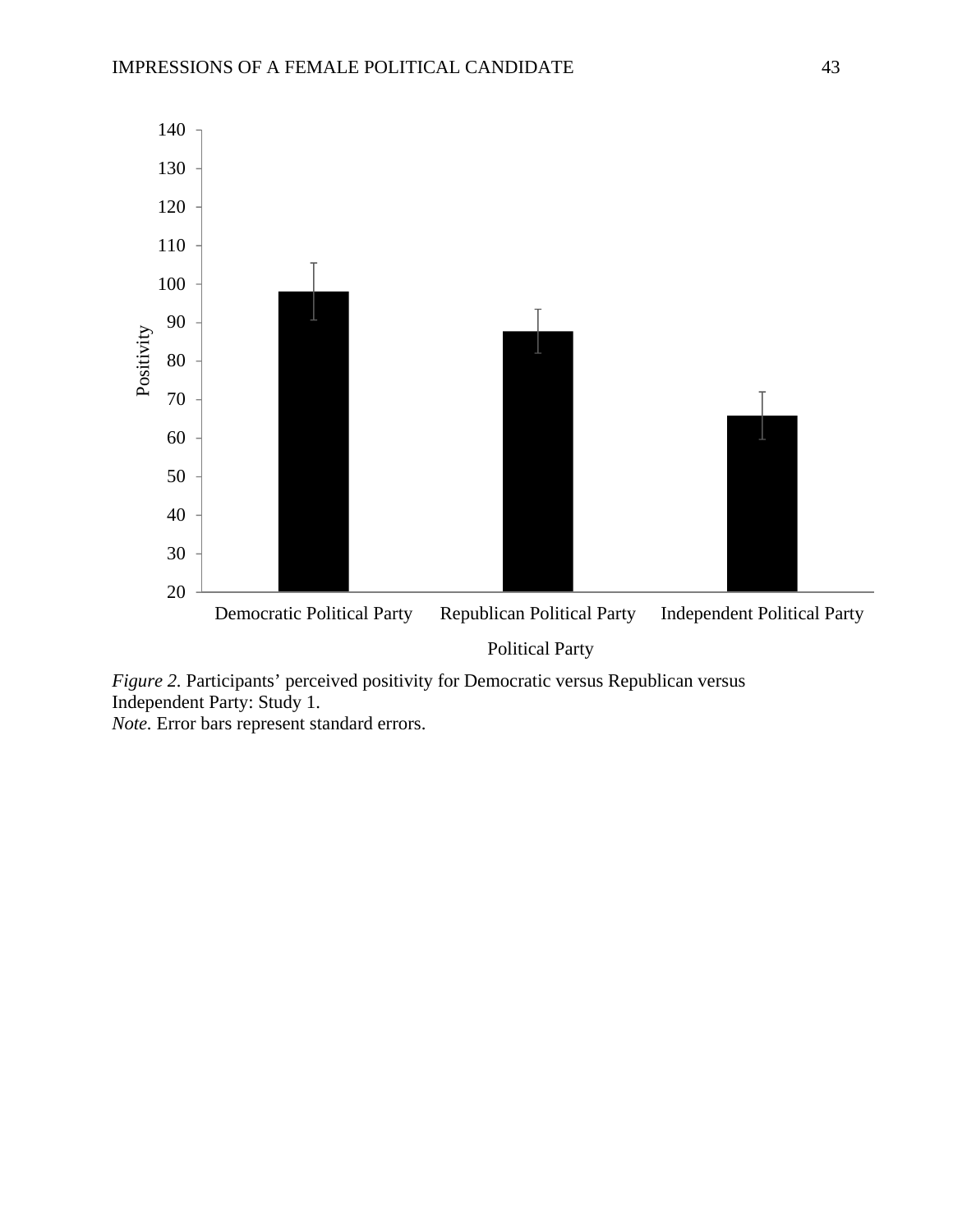*Figure 2.* Participants' perceived positivity for Democratic versus Republican versus Independent Party: Study 1.
*Note.* Error bars represent standard errors.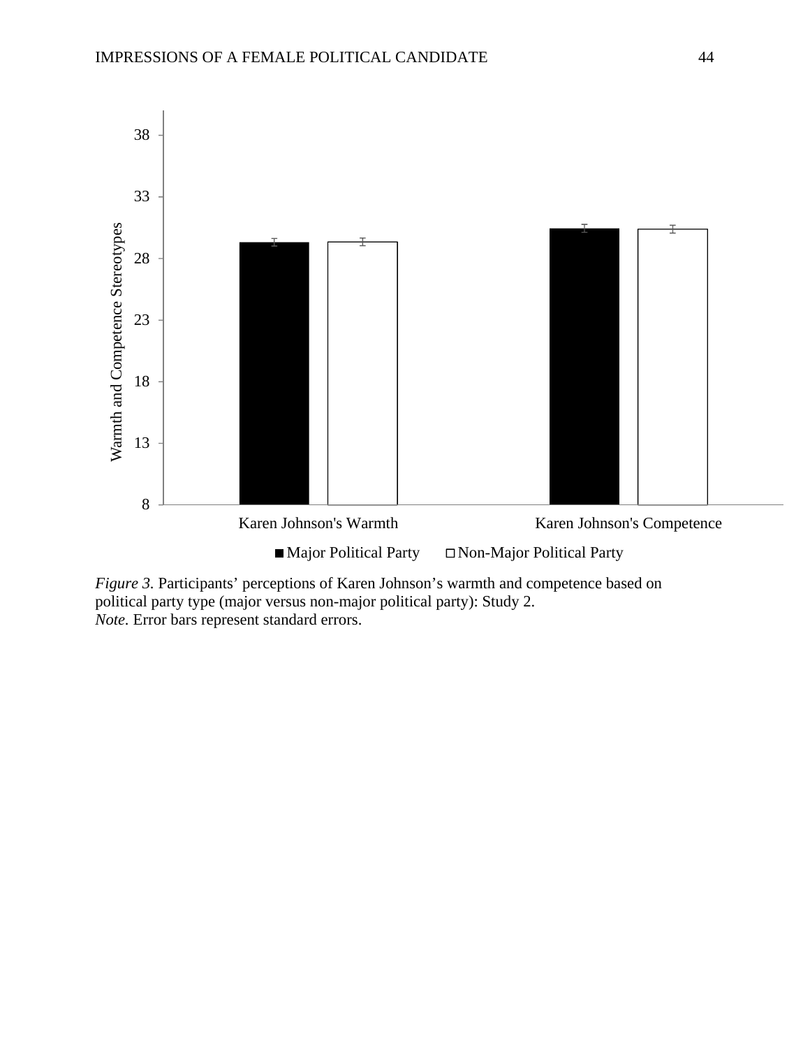*Figure 3.* Participants' perceptions of Karen Johnson's warmth and competence based on political party type (major versus non-major political party): Study 2.
*Note.* Error bars represent standard errors.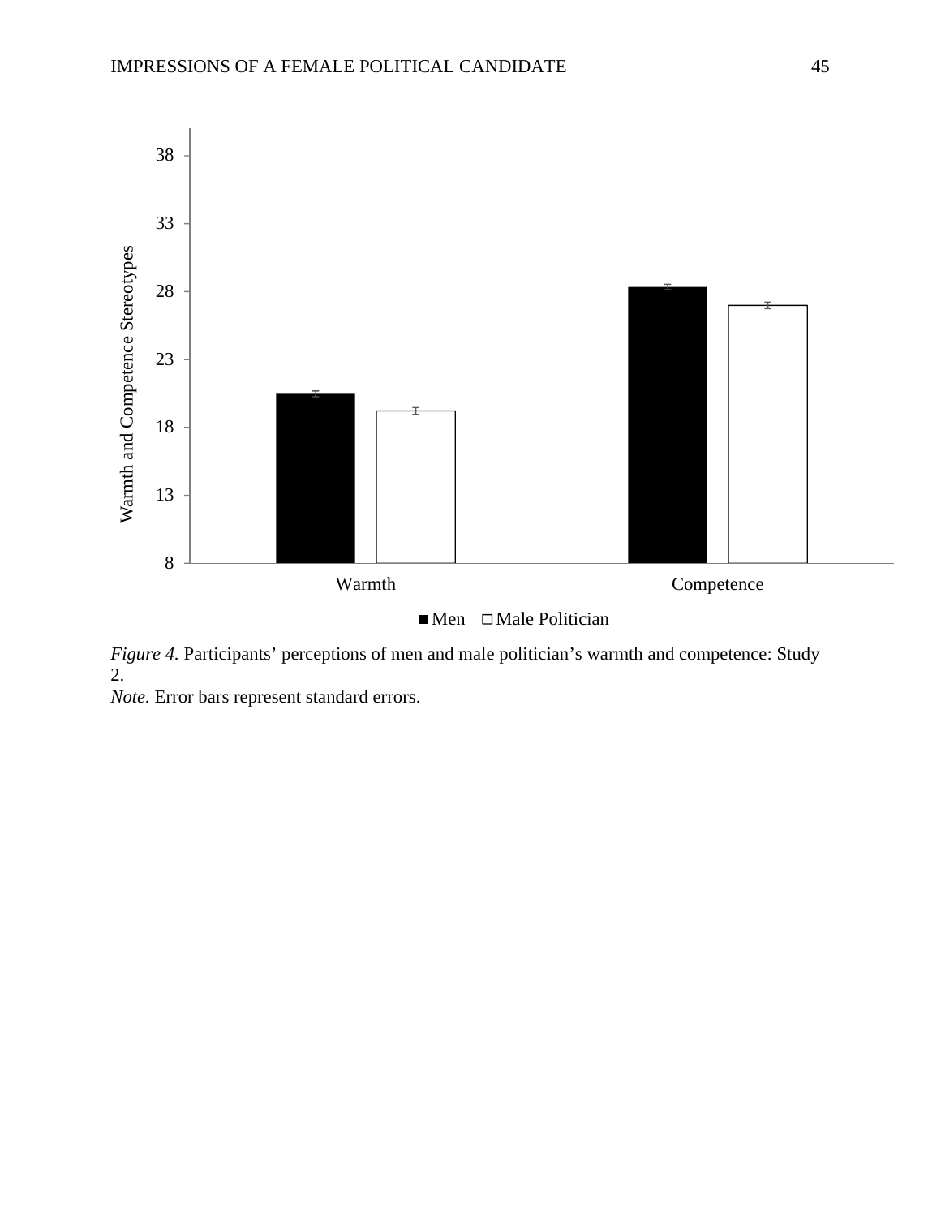Warmth and Competence Stereotypes

38

33

28

23

18

13

8

Warmth

Competence

■ Men □ Male Politician

*Figure 4.* Participants' perceptions of men and male politician's warmth and competence: Study 2.
*Note.* Error bars represent standard errors.